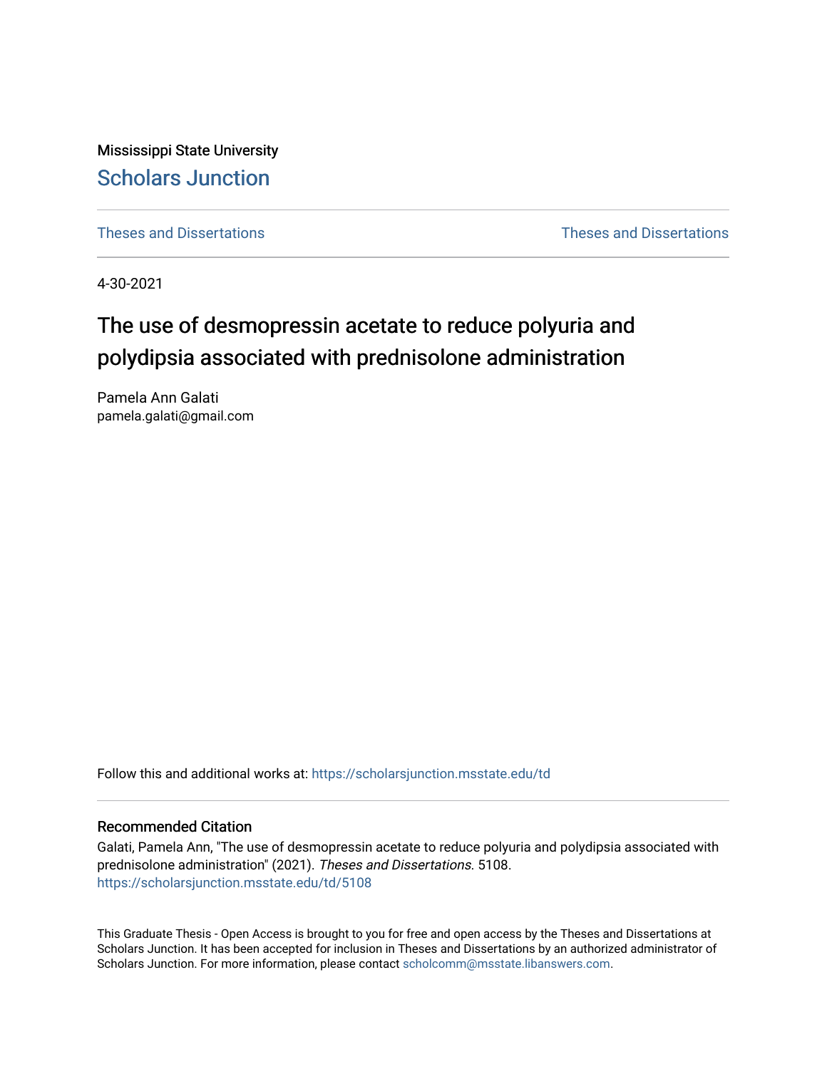Mississippi State University

# Scholars Junction

Theses and Dissertations | Theses and Dissertations

4-30-2021

## The use of desmopressin acetate to reduce polyuria and polydipsia associated with prednisolone administration

Pamela Ann Galati
pamela.galati@gmail.com

Follow this and additional works at: https://scholarsjunction.msstate.edu/td

### Recommended Citation

Galati, Pamela Ann, "The use of desmopressin acetate to reduce polyuria and polydipsia associated with prednisolone administration" (2021). *Theses and Dissertations*. 5108.
https://scholarsjunction.msstate.edu/td/5108

This Graduate Thesis - Open Access is brought to you for free and open access by the Theses and Dissertations at Scholars Junction. It has been accepted for inclusion in Theses and Dissertations by an authorized administrator of Scholars Junction. For more information, please contact scholcomm@msstate.libanswers.com.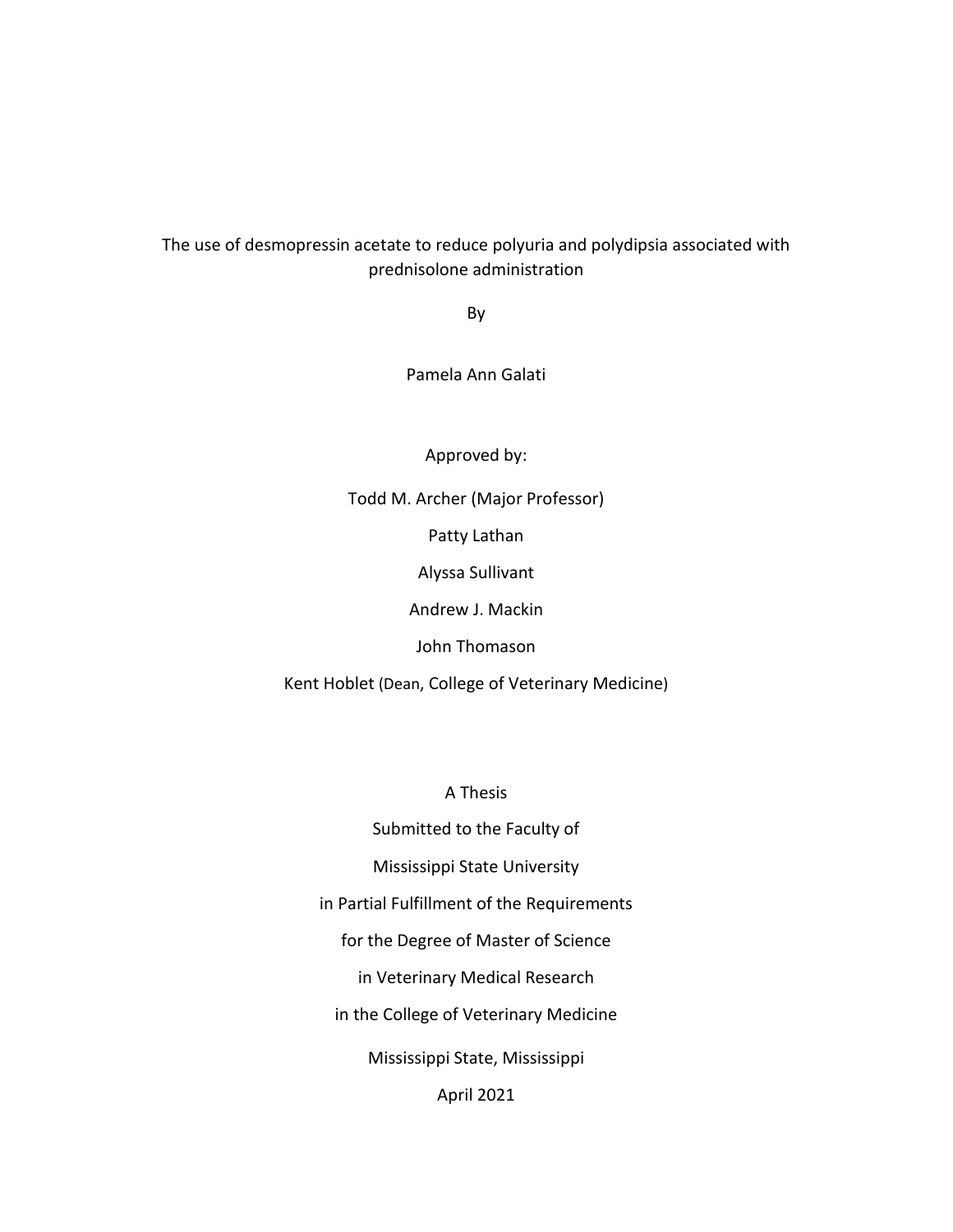The use of desmopressin acetate to reduce polyuria and polydipsia associated with prednisolone administration

By

Pamela Ann Galati

Approved by:

Todd M. Archer (Major Professor)

Patty Lathan

Alyssa Sullivant

Andrew J. Mackin

John Thomason

Kent Hoblet (Dean, College of Veterinary Medicine)

A Thesis

Submitted to the Faculty of

Mississippi State University

in Partial Fulfillment of the Requirements

for the Degree of Master of Science

in Veterinary Medical Research

in the College of Veterinary Medicine

Mississippi State, Mississippi

April 2021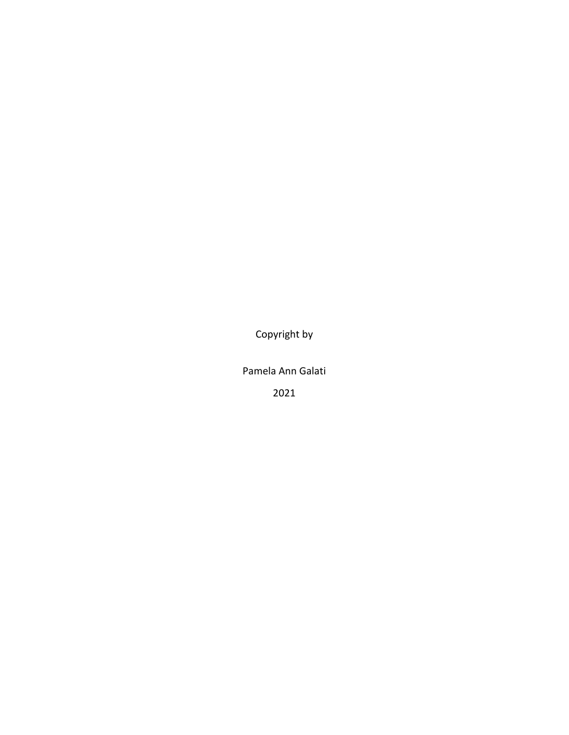Copyright by

Pamela Ann Galati

2021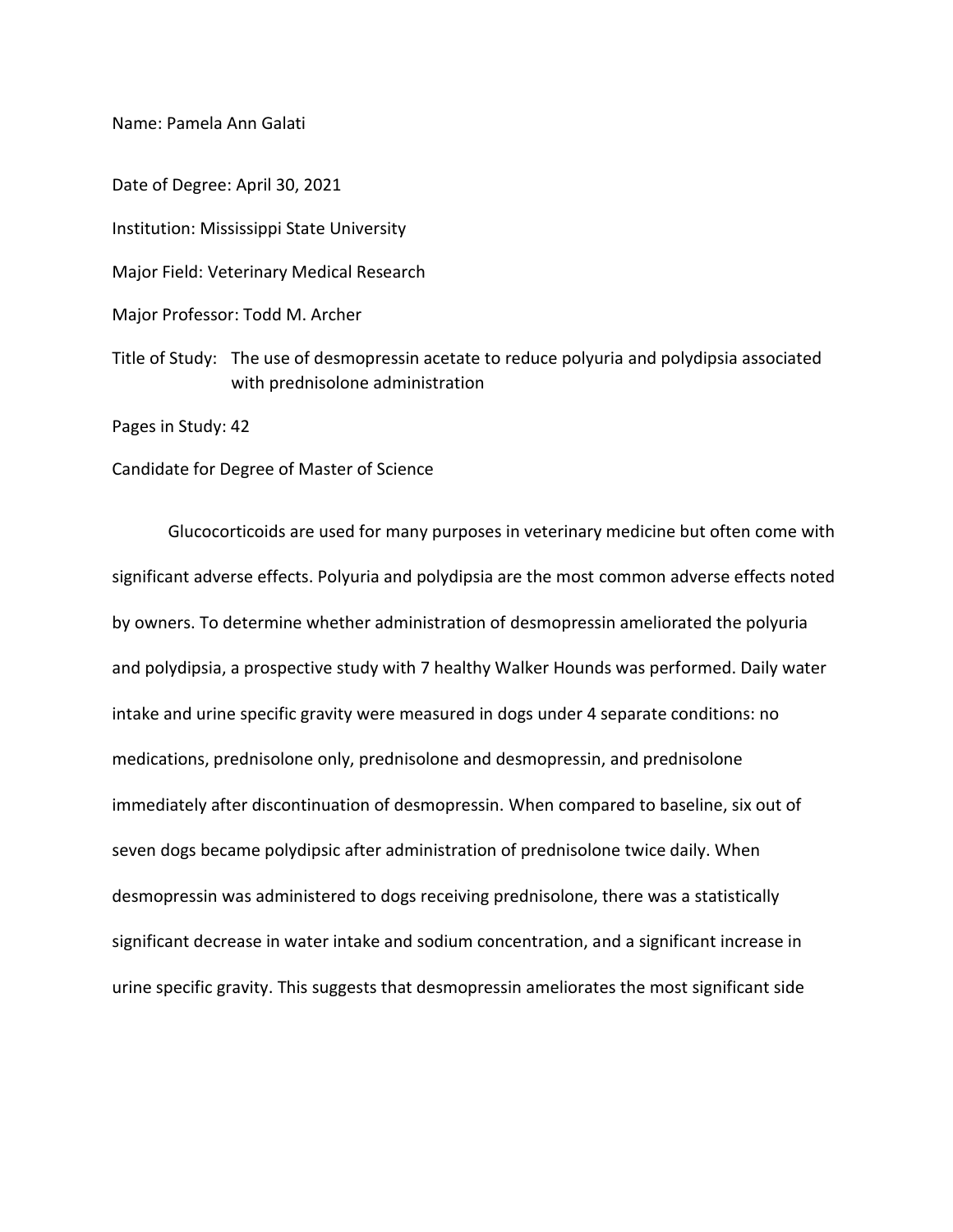Name: Pamela Ann Galati

Date of Degree: April 30, 2021

Institution: Mississippi State University

Major Field: Veterinary Medical Research

Major Professor: Todd M. Archer

Title of Study: The use of desmopressin acetate to reduce polyuria and polydipsia associated with prednisolone administration

Pages in Study: 42

Candidate for Degree of Master of Science

Glucocorticoids are used for many purposes in veterinary medicine but often come with significant adverse effects. Polyuria and polydipsia are the most common adverse effects noted by owners. To determine whether administration of desmopressin ameliorated the polyuria and polydipsia, a prospective study with 7 healthy Walker Hounds was performed. Daily water intake and urine specific gravity were measured in dogs under 4 separate conditions: no medications, prednisolone only, prednisolone and desmopressin, and prednisolone immediately after discontinuation of desmopressin. When compared to baseline, six out of seven dogs became polydipsic after administration of prednisolone twice daily. When desmopressin was administered to dogs receiving prednisolone, there was a statistically significant decrease in water intake and sodium concentration, and a significant increase in urine specific gravity. This suggests that desmopressin ameliorates the most significant side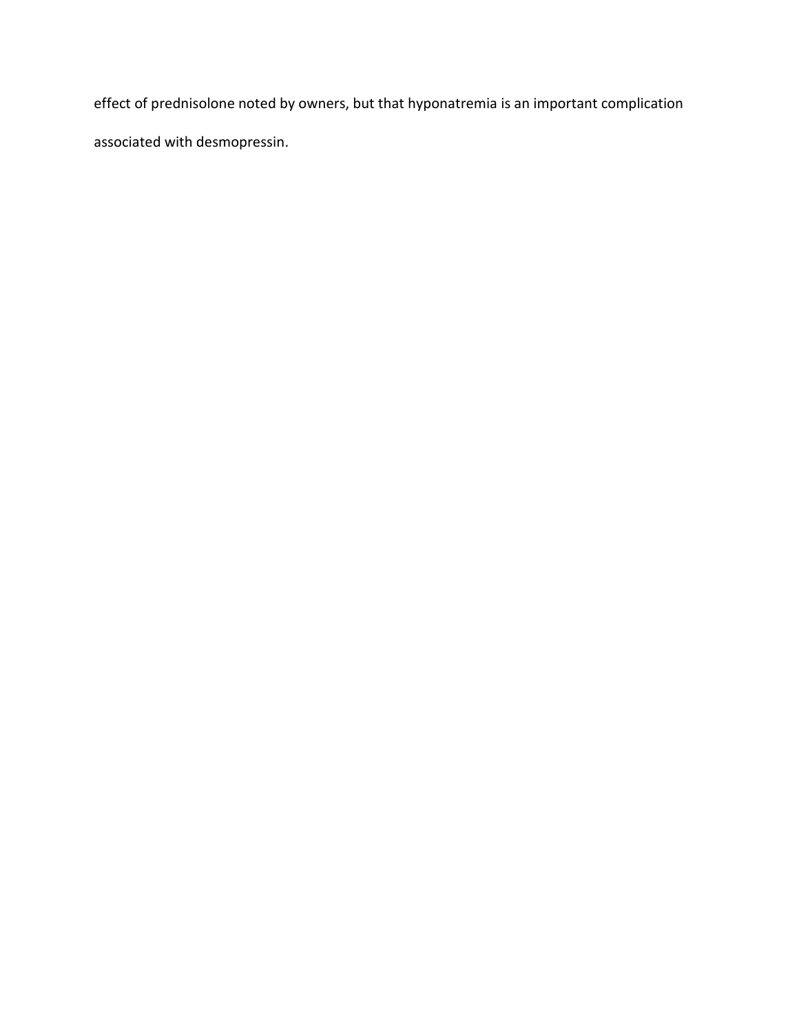effect of prednisolone noted by owners, but that hyponatremia is an important complication associated with desmopressin.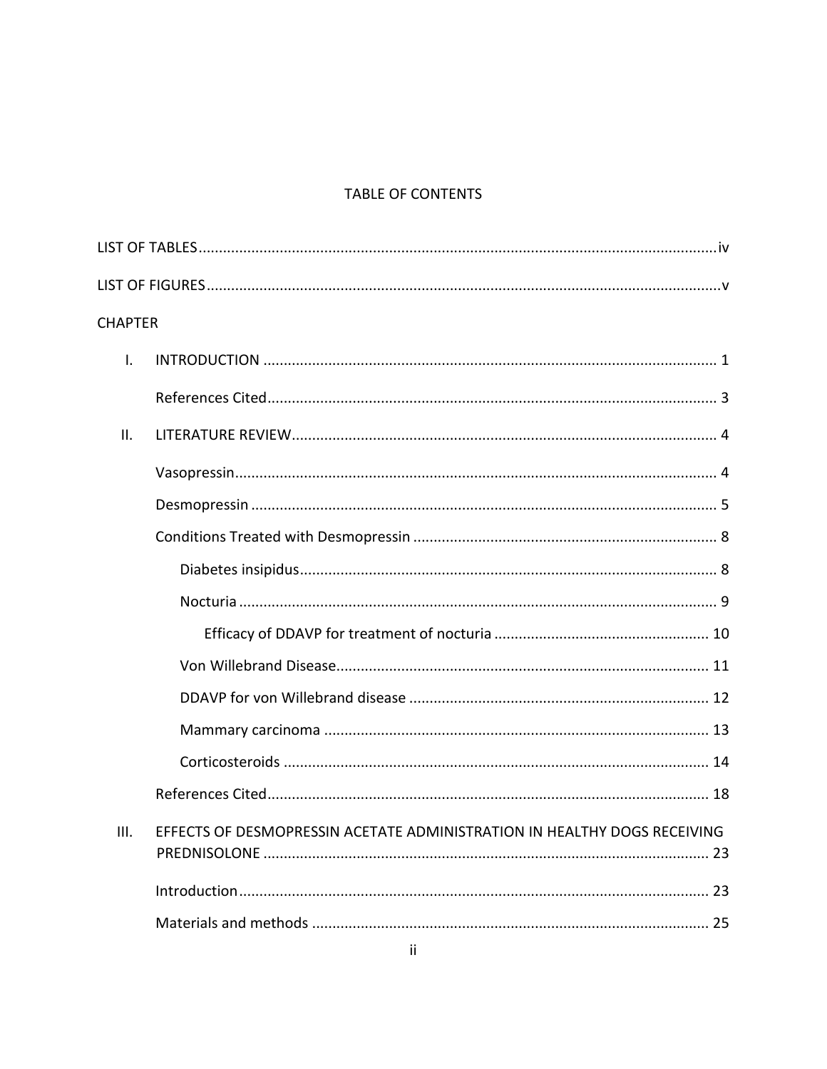# TABLE OF CONTENTS

LIST OF TABLES ........ iv

LIST OF FIGURES ........ v

CHAPTER

I. INTRODUCTION ........ 1

  References Cited ........ 3

II. LITERATURE REVIEW ........ 4

  Vasopressin ........ 4

  Desmopressin ........ 5

  Conditions Treated with Desmopressin ........ 8

    Diabetes insipidus ........ 8

    Nocturia ........ 9

      Efficacy of DDAVP for treatment of nocturia ........ 10

    Von Willebrand Disease ........ 11

    DDAVP for von Willebrand disease ........ 12

    Mammary carcinoma ........ 13

    Corticosteroids ........ 14

  References Cited ........ 18

III. EFFECTS OF DESMOPRESSIN ACETATE ADMINISTRATION IN HEALTHY DOGS RECEIVING PREDNISOLONE ........ 23

  Introduction ........ 23

  Materials and methods ........ 25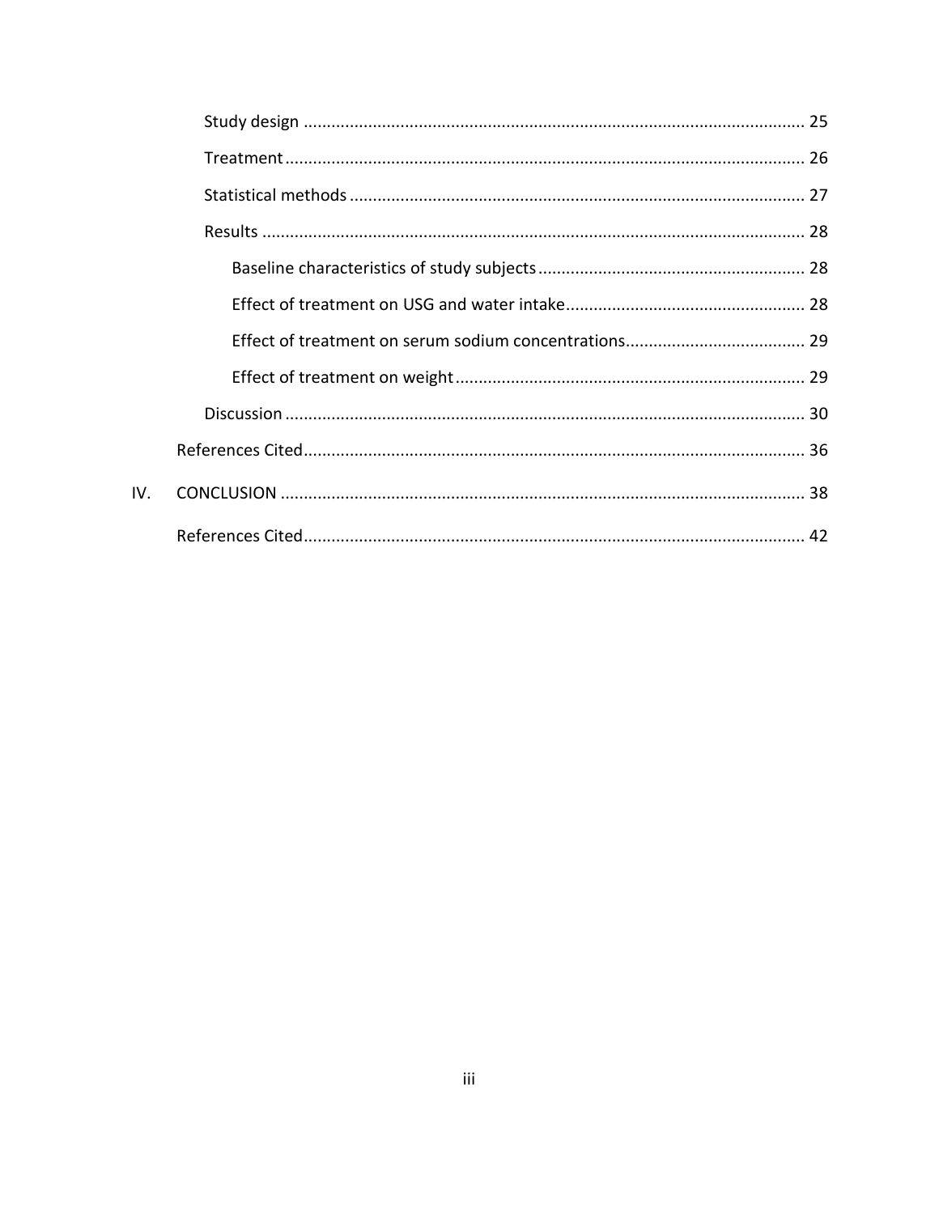- Study design ........................................................................................................ 25
- Treatment ............................................................................................................ 26
- Statistical methods ............................................................................................... 27
- Results ................................................................................................................. 28
  - Baseline characteristics of study subjects ....................................................... 28
  - Effect of treatment on USG and water intake .................................................. 28
  - Effect of treatment on serum sodium concentrations ...................................... 29
  - Effect of treatment on weight .......................................................................... 29
- Discussion ............................................................................................................ 30

References Cited ........................................................................................................ 36

IV. CONCLUSION ........................................................................................................ 38

References Cited ........................................................................................................ 42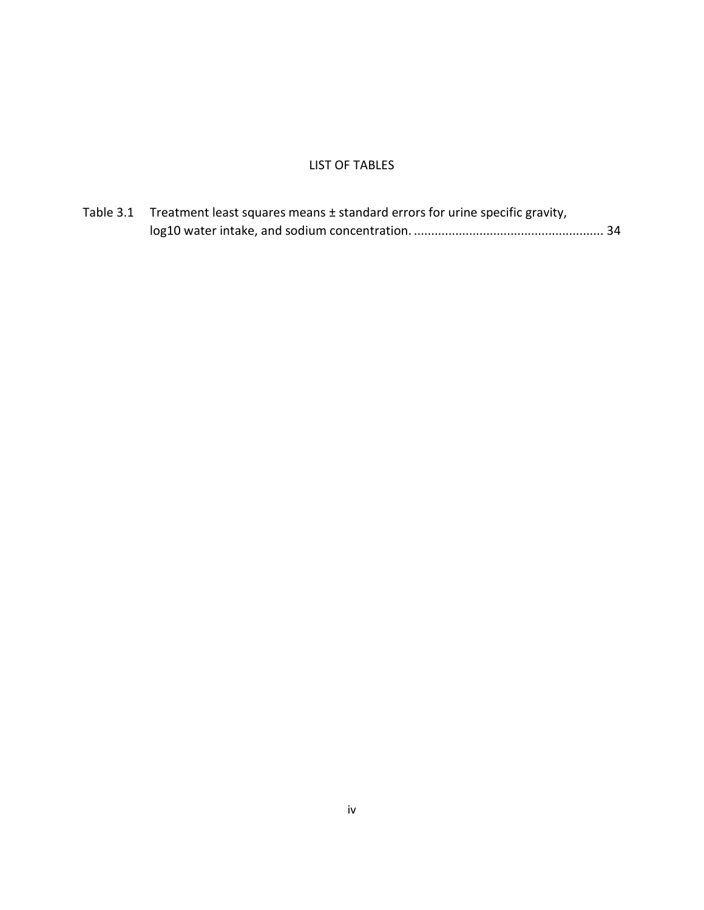# LIST OF TABLES

Table 3.1 Treatment least squares means ± standard errors for urine specific gravity, log10 water intake, and sodium concentration. ...................................................... 34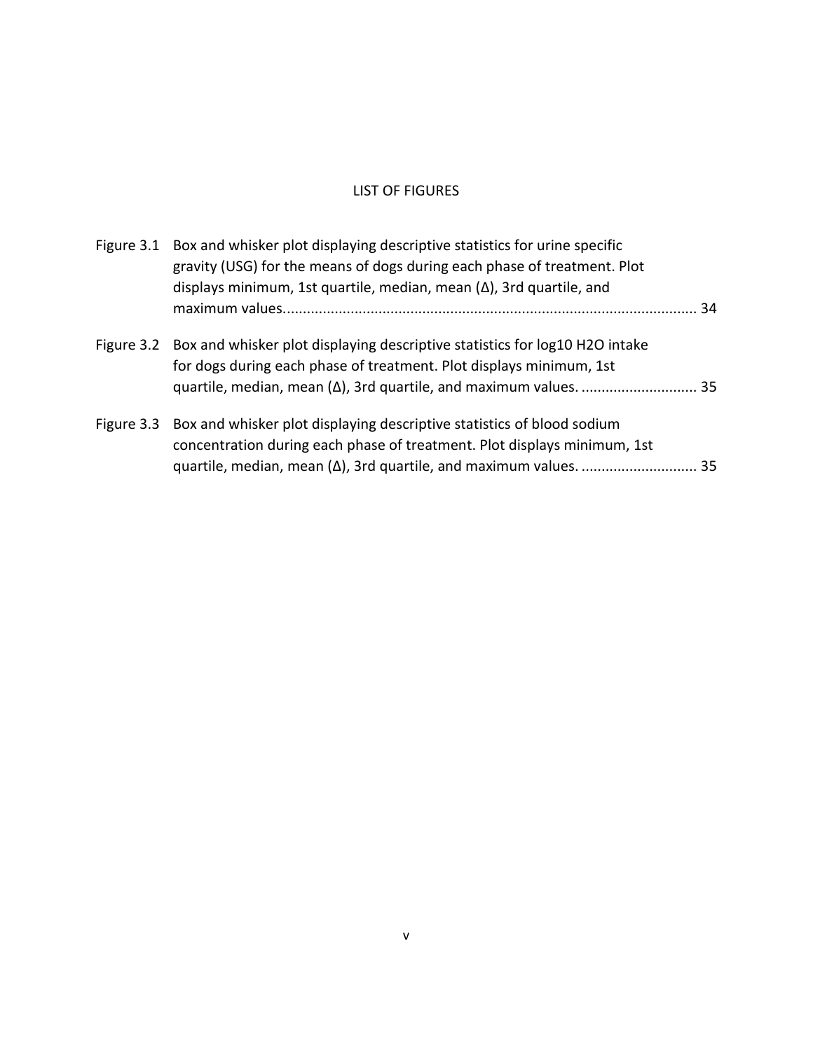# LIST OF FIGURES

Figure 3.1 Box and whisker plot displaying descriptive statistics for urine specific gravity (USG) for the means of dogs during each phase of treatment. Plot displays minimum, 1st quartile, median, mean (Δ), 3rd quartile, and maximum values........................................................................................................ 34

Figure 3.2 Box and whisker plot displaying descriptive statistics for log10 $H_2O$ intake for dogs during each phase of treatment. Plot displays minimum, 1st quartile, median, mean (Δ), 3rd quartile, and maximum values. ............................ 35

Figure 3.3 Box and whisker plot displaying descriptive statistics of blood sodium concentration during each phase of treatment. Plot displays minimum, 1st quartile, median, mean (Δ), 3rd quartile, and maximum values. ............................ 35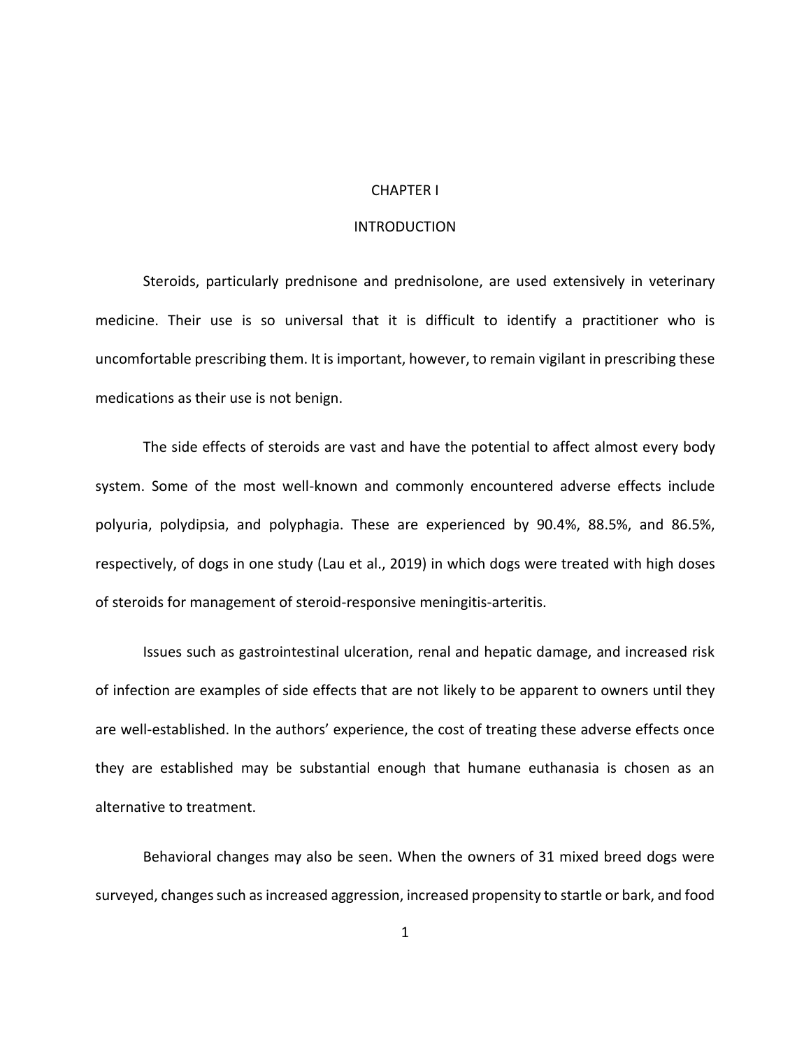# CHAPTER I

## INTRODUCTION

Steroids, particularly prednisone and prednisolone, are used extensively in veterinary medicine. Their use is so universal that it is difficult to identify a practitioner who is uncomfortable prescribing them. It is important, however, to remain vigilant in prescribing these medications as their use is not benign.

The side effects of steroids are vast and have the potential to affect almost every body system. Some of the most well-known and commonly encountered adverse effects include polyuria, polydipsia, and polyphagia. These are experienced by 90.4%, 88.5%, and 86.5%, respectively, of dogs in one study (Lau et al., 2019) in which dogs were treated with high doses of steroids for management of steroid-responsive meningitis-arteritis.

Issues such as gastrointestinal ulceration, renal and hepatic damage, and increased risk of infection are examples of side effects that are not likely to be apparent to owners until they are well-established. In the authors' experience, the cost of treating these adverse effects once they are established may be substantial enough that humane euthanasia is chosen as an alternative to treatment.

Behavioral changes may also be seen. When the owners of 31 mixed breed dogs were surveyed, changes such as increased aggression, increased propensity to startle or bark, and food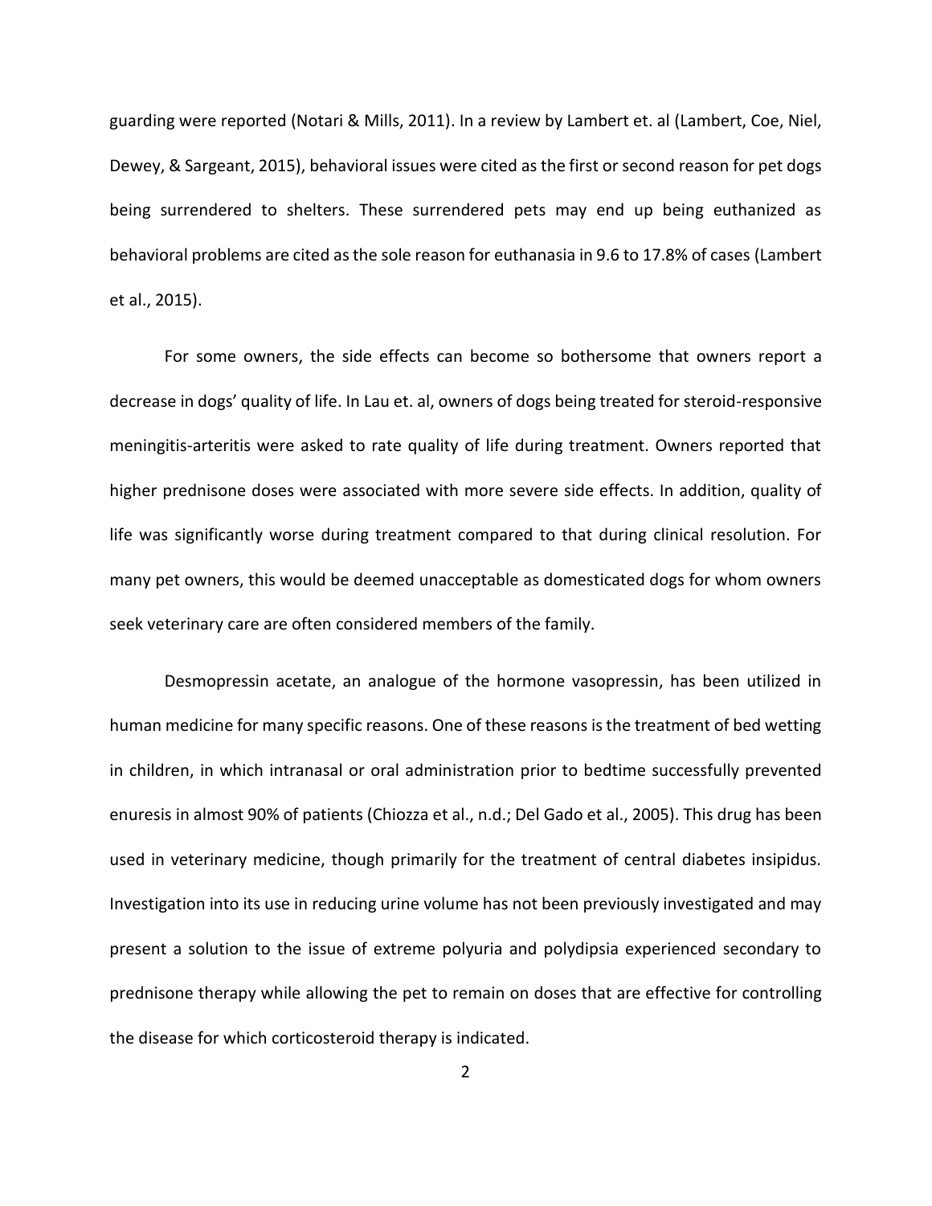guarding were reported (Notari & Mills, 2011). In a review by Lambert et. al (Lambert, Coe, Niel, Dewey, & Sargeant, 2015), behavioral issues were cited as the first or second reason for pet dogs being surrendered to shelters. These surrendered pets may end up being euthanized as behavioral problems are cited as the sole reason for euthanasia in 9.6 to 17.8% of cases (Lambert et al., 2015).

For some owners, the side effects can become so bothersome that owners report a decrease in dogs' quality of life. In Lau et. al, owners of dogs being treated for steroid-responsive meningitis-arteritis were asked to rate quality of life during treatment. Owners reported that higher prednisone doses were associated with more severe side effects. In addition, quality of life was significantly worse during treatment compared to that during clinical resolution. For many pet owners, this would be deemed unacceptable as domesticated dogs for whom owners seek veterinary care are often considered members of the family.

Desmopressin acetate, an analogue of the hormone vasopressin, has been utilized in human medicine for many specific reasons. One of these reasons is the treatment of bed wetting in children, in which intranasal or oral administration prior to bedtime successfully prevented enuresis in almost 90% of patients (Chiozza et al., n.d.; Del Gado et al., 2005). This drug has been used in veterinary medicine, though primarily for the treatment of central diabetes insipidus. Investigation into its use in reducing urine volume has not been previously investigated and may present a solution to the issue of extreme polyuria and polydipsia experienced secondary to prednisone therapy while allowing the pet to remain on doses that are effective for controlling the disease for which corticosteroid therapy is indicated.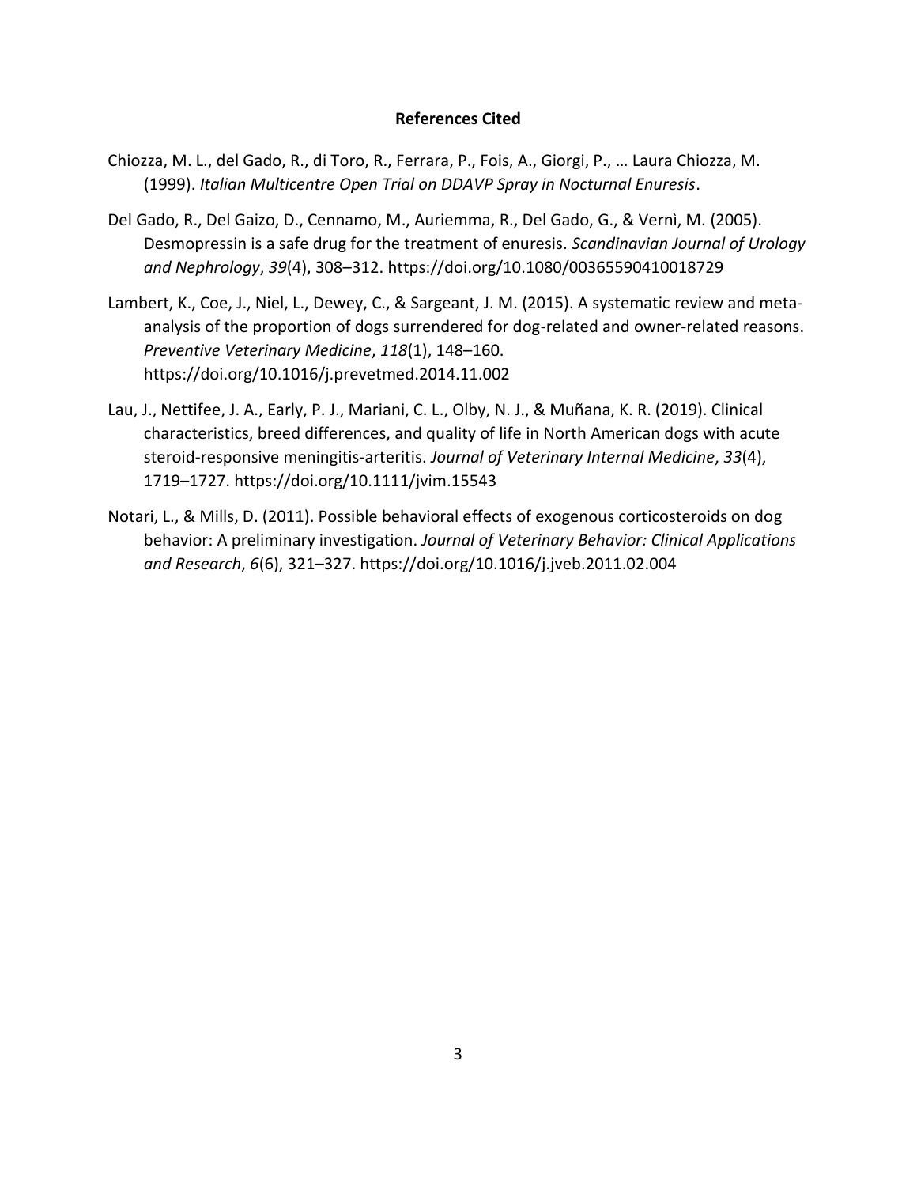**References Cited**

Chiozza, M. L., del Gado, R., di Toro, R., Ferrara, P., Fois, A., Giorgi, P., … Laura Chiozza, M. (1999). *Italian Multicentre Open Trial on DDAVP Spray in Nocturnal Enuresis*.

Del Gado, R., Del Gaizo, D., Cennamo, M., Auriemma, R., Del Gado, G., & Vernì, M. (2005). Desmopressin is a safe drug for the treatment of enuresis. *Scandinavian Journal of Urology and Nephrology*, *39*(4), 308–312. https://doi.org/10.1080/00365590410018729

Lambert, K., Coe, J., Niel, L., Dewey, C., & Sargeant, J. M. (2015). A systematic review and meta-analysis of the proportion of dogs surrendered for dog-related and owner-related reasons. *Preventive Veterinary Medicine*, *118*(1), 148–160. https://doi.org/10.1016/j.prevetmed.2014.11.002

Lau, J., Nettifee, J. A., Early, P. J., Mariani, C. L., Olby, N. J., & Muñana, K. R. (2019). Clinical characteristics, breed differences, and quality of life in North American dogs with acute steroid-responsive meningitis-arteritis. *Journal of Veterinary Internal Medicine*, *33*(4), 1719–1727. https://doi.org/10.1111/jvim.15543

Notari, L., & Mills, D. (2011). Possible behavioral effects of exogenous corticosteroids on dog behavior: A preliminary investigation. *Journal of Veterinary Behavior: Clinical Applications and Research*, *6*(6), 321–327. https://doi.org/10.1016/j.jveb.2011.02.004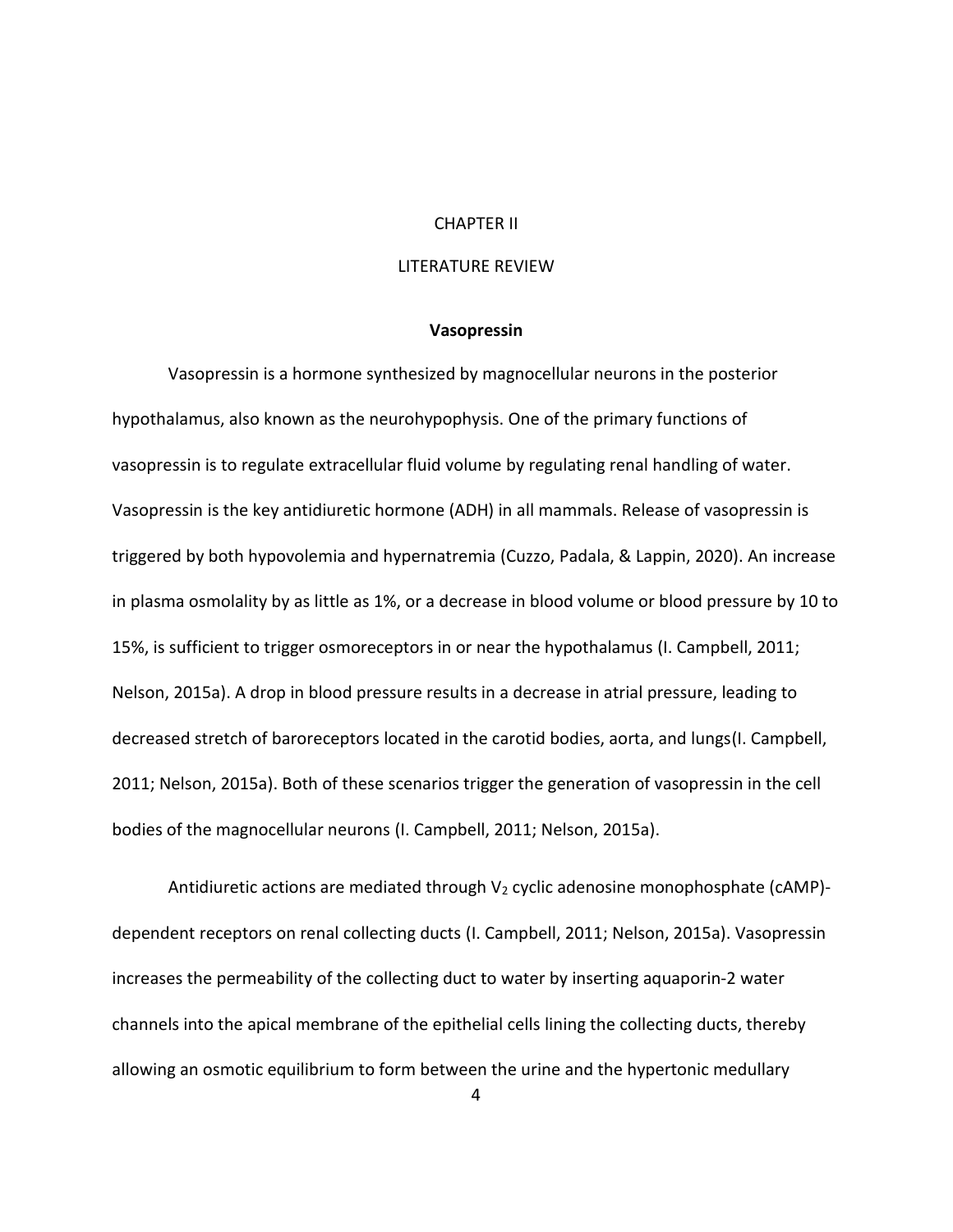# CHAPTER II

# LITERATURE REVIEW

## Vasopressin

Vasopressin is a hormone synthesized by magnocellular neurons in the posterior hypothalamus, also known as the neurohypophysis. One of the primary functions of vasopressin is to regulate extracellular fluid volume by regulating renal handling of water. Vasopressin is the key antidiuretic hormone (ADH) in all mammals. Release of vasopressin is triggered by both hypovolemia and hypernatremia (Cuzzo, Padala, & Lappin, 2020). An increase in plasma osmolality by as little as 1%, or a decrease in blood volume or blood pressure by 10 to 15%, is sufficient to trigger osmoreceptors in or near the hypothalamus (I. Campbell, 2011; Nelson, 2015a). A drop in blood pressure results in a decrease in atrial pressure, leading to decreased stretch of baroreceptors located in the carotid bodies, aorta, and lungs(I. Campbell, 2011; Nelson, 2015a). Both of these scenarios trigger the generation of vasopressin in the cell bodies of the magnocellular neurons (I. Campbell, 2011; Nelson, 2015a).

Antidiuretic actions are mediated through $V_2$ cyclic adenosine monophosphate (cAMP)-dependent receptors on renal collecting ducts (I. Campbell, 2011; Nelson, 2015a). Vasopressin increases the permeability of the collecting duct to water by inserting aquaporin-2 water channels into the apical membrane of the epithelial cells lining the collecting ducts, thereby allowing an osmotic equilibrium to form between the urine and the hypertonic medullary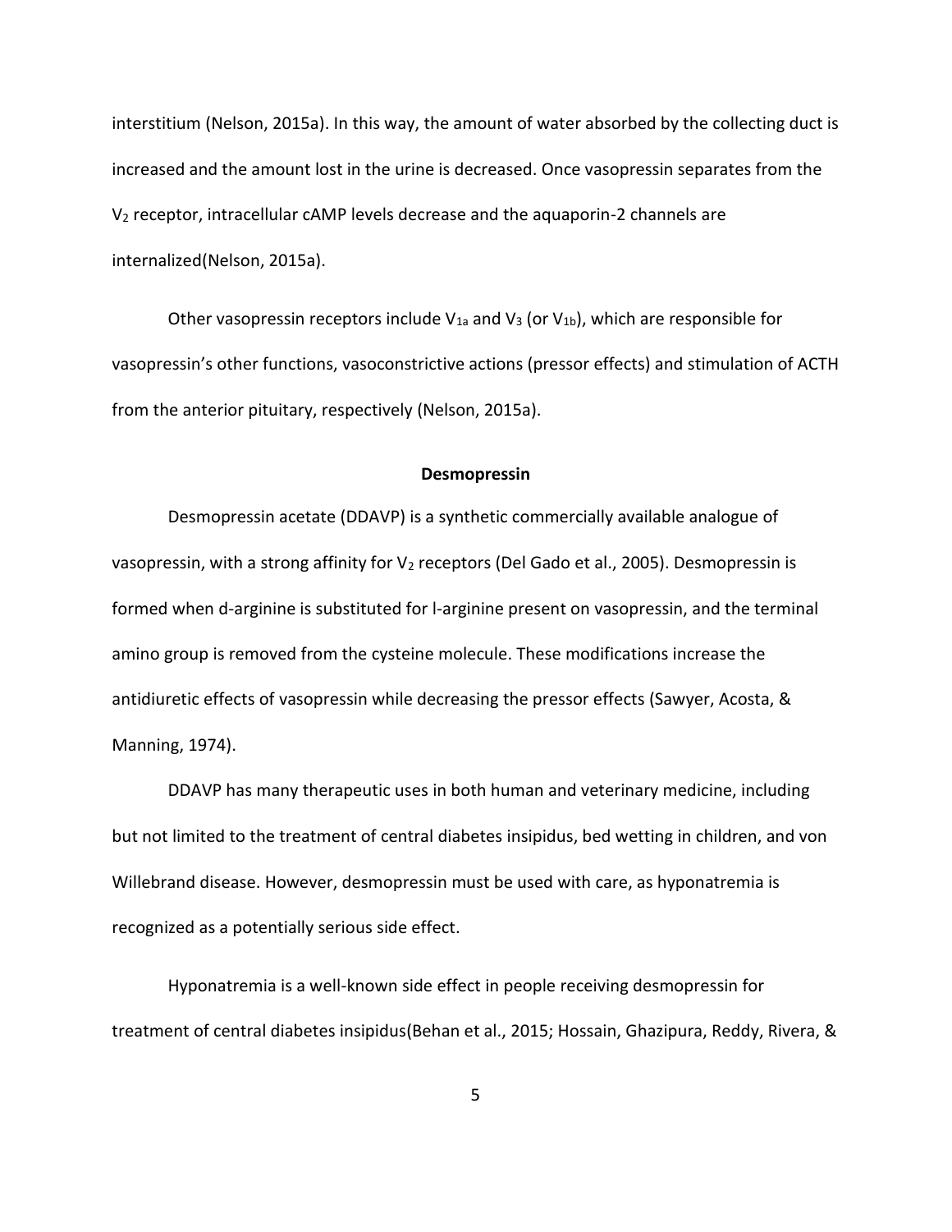interstitium (Nelson, 2015a). In this way, the amount of water absorbed by the collecting duct is increased and the amount lost in the urine is decreased. Once vasopressin separates from the $V_2$ receptor, intracellular cAMP levels decrease and the aquaporin-2 channels are internalized(Nelson, 2015a).

Other vasopressin receptors include $V_{1a}$ and $V_3$ (or $V_{1b}$), which are responsible for vasopressin's other functions, vasoconstrictive actions (pressor effects) and stimulation of ACTH from the anterior pituitary, respectively (Nelson, 2015a).

## Desmopressin

Desmopressin acetate (DDAVP) is a synthetic commercially available analogue of vasopressin, with a strong affinity for $V_2$ receptors (Del Gado et al., 2005). Desmopressin is formed when d-arginine is substituted for l-arginine present on vasopressin, and the terminal amino group is removed from the cysteine molecule. These modifications increase the antidiuretic effects of vasopressin while decreasing the pressor effects (Sawyer, Acosta, & Manning, 1974).

DDAVP has many therapeutic uses in both human and veterinary medicine, including but not limited to the treatment of central diabetes insipidus, bed wetting in children, and von Willebrand disease. However, desmopressin must be used with care, as hyponatremia is recognized as a potentially serious side effect.

Hyponatremia is a well-known side effect in people receiving desmopressin for treatment of central diabetes insipidus(Behan et al., 2015; Hossain, Ghazipura, Reddy, Rivera, &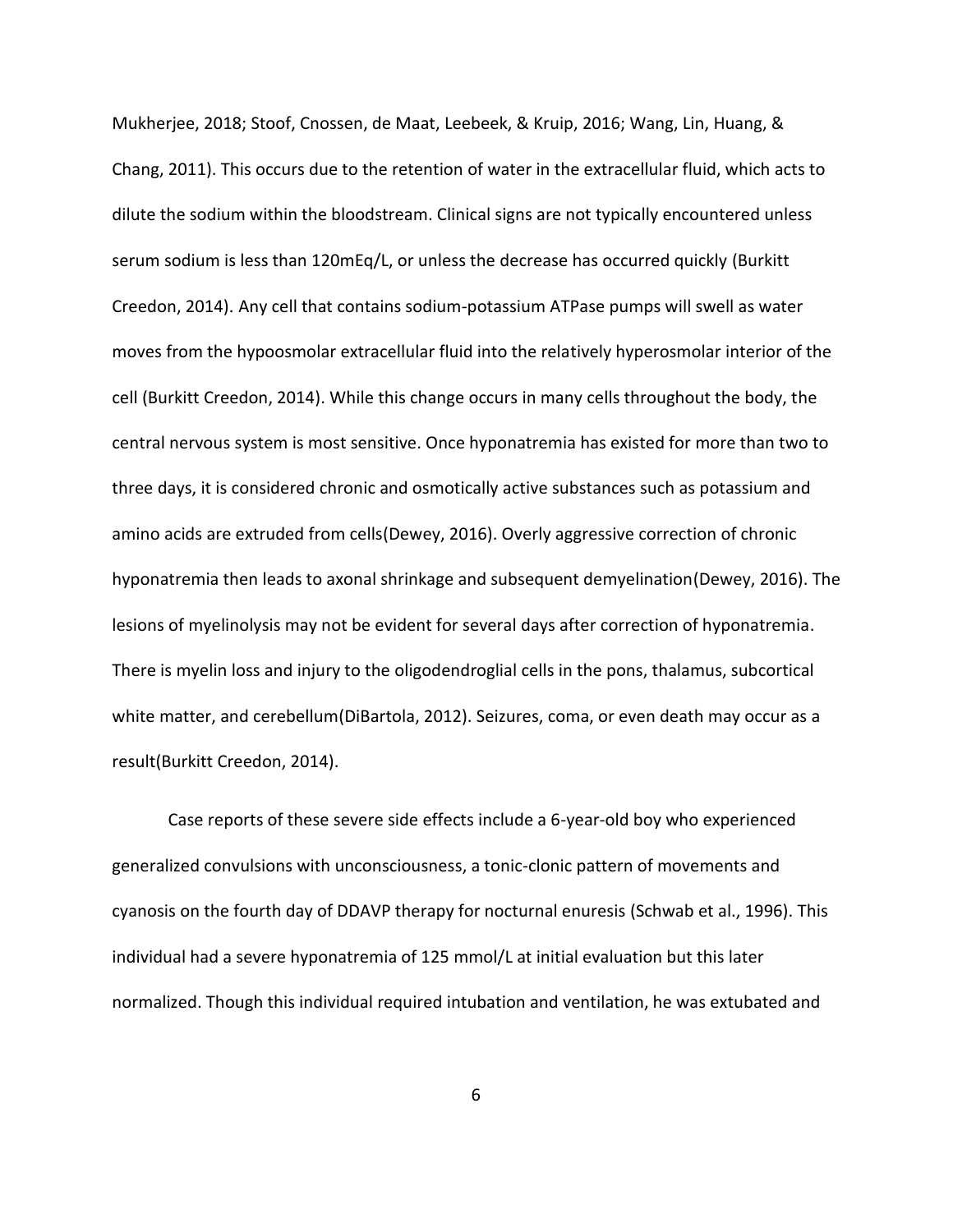Mukherjee, 2018; Stoof, Cnossen, de Maat, Leebeek, & Kruip, 2016; Wang, Lin, Huang, & Chang, 2011). This occurs due to the retention of water in the extracellular fluid, which acts to dilute the sodium within the bloodstream. Clinical signs are not typically encountered unless serum sodium is less than 120mEq/L, or unless the decrease has occurred quickly (Burkitt Creedon, 2014). Any cell that contains sodium-potassium ATPase pumps will swell as water moves from the hypoosmolar extracellular fluid into the relatively hyperosmolar interior of the cell (Burkitt Creedon, 2014). While this change occurs in many cells throughout the body, the central nervous system is most sensitive. Once hyponatremia has existed for more than two to three days, it is considered chronic and osmotically active substances such as potassium and amino acids are extruded from cells(Dewey, 2016). Overly aggressive correction of chronic hyponatremia then leads to axonal shrinkage and subsequent demyelination(Dewey, 2016). The lesions of myelinolysis may not be evident for several days after correction of hyponatremia. There is myelin loss and injury to the oligodendroglial cells in the pons, thalamus, subcortical white matter, and cerebellum(DiBartola, 2012). Seizures, coma, or even death may occur as a result(Burkitt Creedon, 2014).

Case reports of these severe side effects include a 6-year-old boy who experienced generalized convulsions with unconsciousness, a tonic-clonic pattern of movements and cyanosis on the fourth day of DDAVP therapy for nocturnal enuresis (Schwab et al., 1996). This individual had a severe hyponatremia of 125 mmol/L at initial evaluation but this later normalized. Though this individual required intubation and ventilation, he was extubated and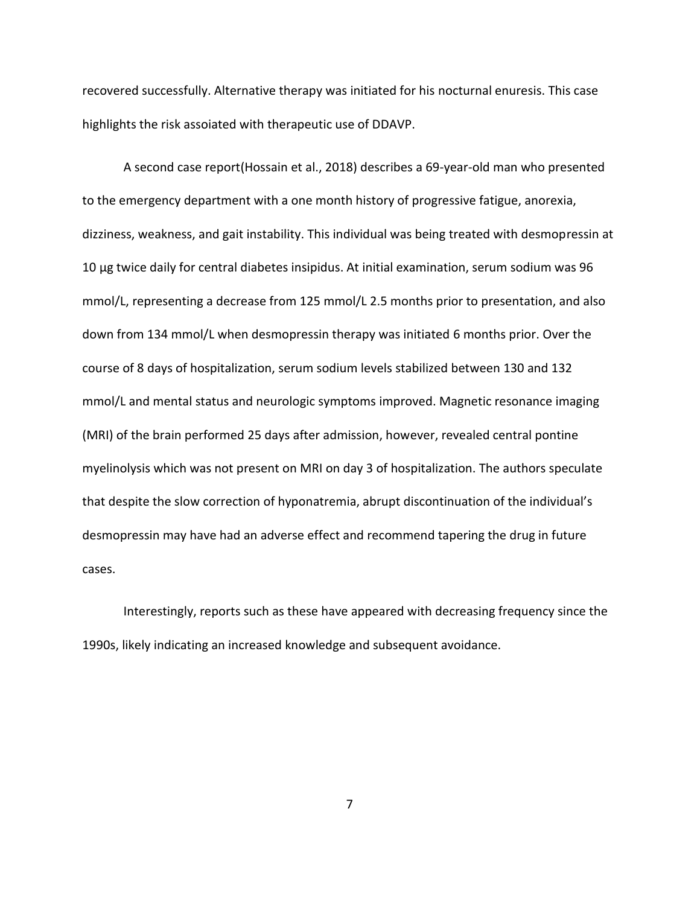recovered successfully. Alternative therapy was initiated for his nocturnal enuresis. This case highlights the risk assoiated with therapeutic use of DDAVP.

A second case report(Hossain et al., 2018) describes a 69-year-old man who presented to the emergency department with a one month history of progressive fatigue, anorexia, dizziness, weakness, and gait instability. This individual was being treated with desmopressin at 10 µg twice daily for central diabetes insipidus. At initial examination, serum sodium was 96 mmol/L, representing a decrease from 125 mmol/L 2.5 months prior to presentation, and also down from 134 mmol/L when desmopressin therapy was initiated 6 months prior. Over the course of 8 days of hospitalization, serum sodium levels stabilized between 130 and 132 mmol/L and mental status and neurologic symptoms improved. Magnetic resonance imaging (MRI) of the brain performed 25 days after admission, however, revealed central pontine myelinolysis which was not present on MRI on day 3 of hospitalization. The authors speculate that despite the slow correction of hyponatremia, abrupt discontinuation of the individual's desmopressin may have had an adverse effect and recommend tapering the drug in future cases.

Interestingly, reports such as these have appeared with decreasing frequency since the 1990s, likely indicating an increased knowledge and subsequent avoidance.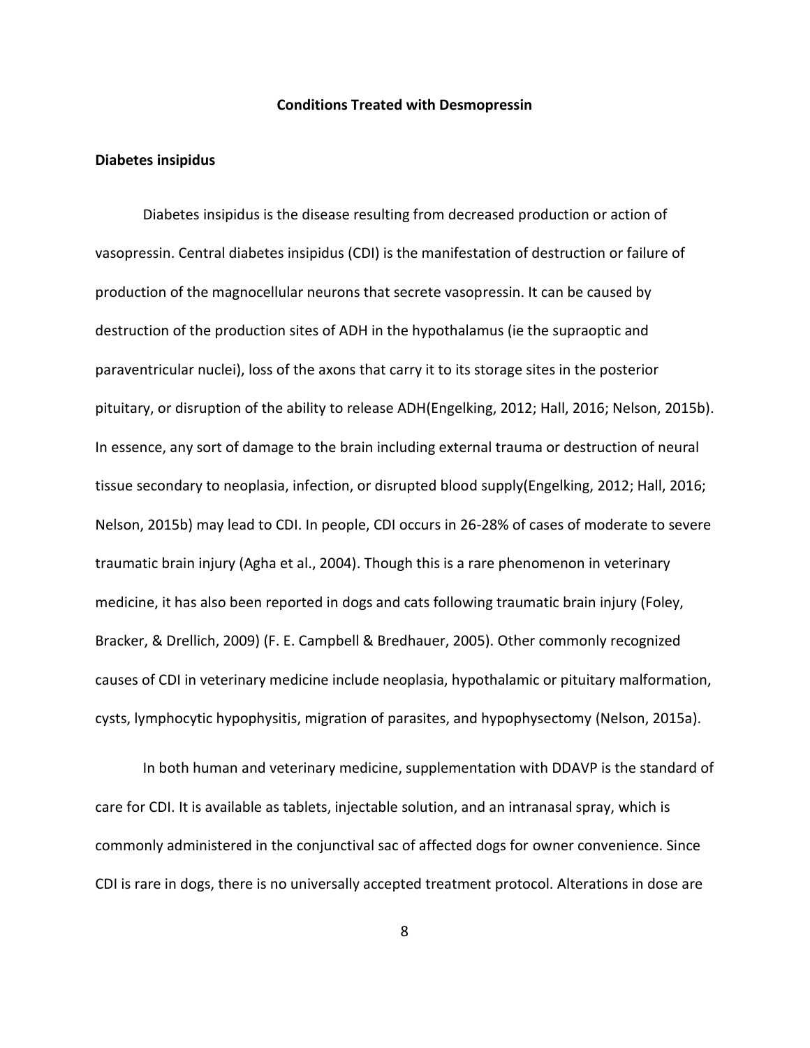## Conditions Treated with Desmopressin

### Diabetes insipidus

Diabetes insipidus is the disease resulting from decreased production or action of vasopressin. Central diabetes insipidus (CDI) is the manifestation of destruction or failure of production of the magnocellular neurons that secrete vasopressin. It can be caused by destruction of the production sites of ADH in the hypothalamus (ie the supraoptic and paraventricular nuclei), loss of the axons that carry it to its storage sites in the posterior pituitary, or disruption of the ability to release ADH(Engelking, 2012; Hall, 2016; Nelson, 2015b). In essence, any sort of damage to the brain including external trauma or destruction of neural tissue secondary to neoplasia, infection, or disrupted blood supply(Engelking, 2012; Hall, 2016; Nelson, 2015b) may lead to CDI. In people, CDI occurs in 26-28% of cases of moderate to severe traumatic brain injury (Agha et al., 2004). Though this is a rare phenomenon in veterinary medicine, it has also been reported in dogs and cats following traumatic brain injury (Foley, Bracker, & Drellich, 2009) (F. E. Campbell & Bredhauer, 2005). Other commonly recognized causes of CDI in veterinary medicine include neoplasia, hypothalamic or pituitary malformation, cysts, lymphocytic hypophysitis, migration of parasites, and hypophysectomy (Nelson, 2015a).

In both human and veterinary medicine, supplementation with DDAVP is the standard of care for CDI. It is available as tablets, injectable solution, and an intranasal spray, which is commonly administered in the conjunctival sac of affected dogs for owner convenience. Since CDI is rare in dogs, there is no universally accepted treatment protocol. Alterations in dose are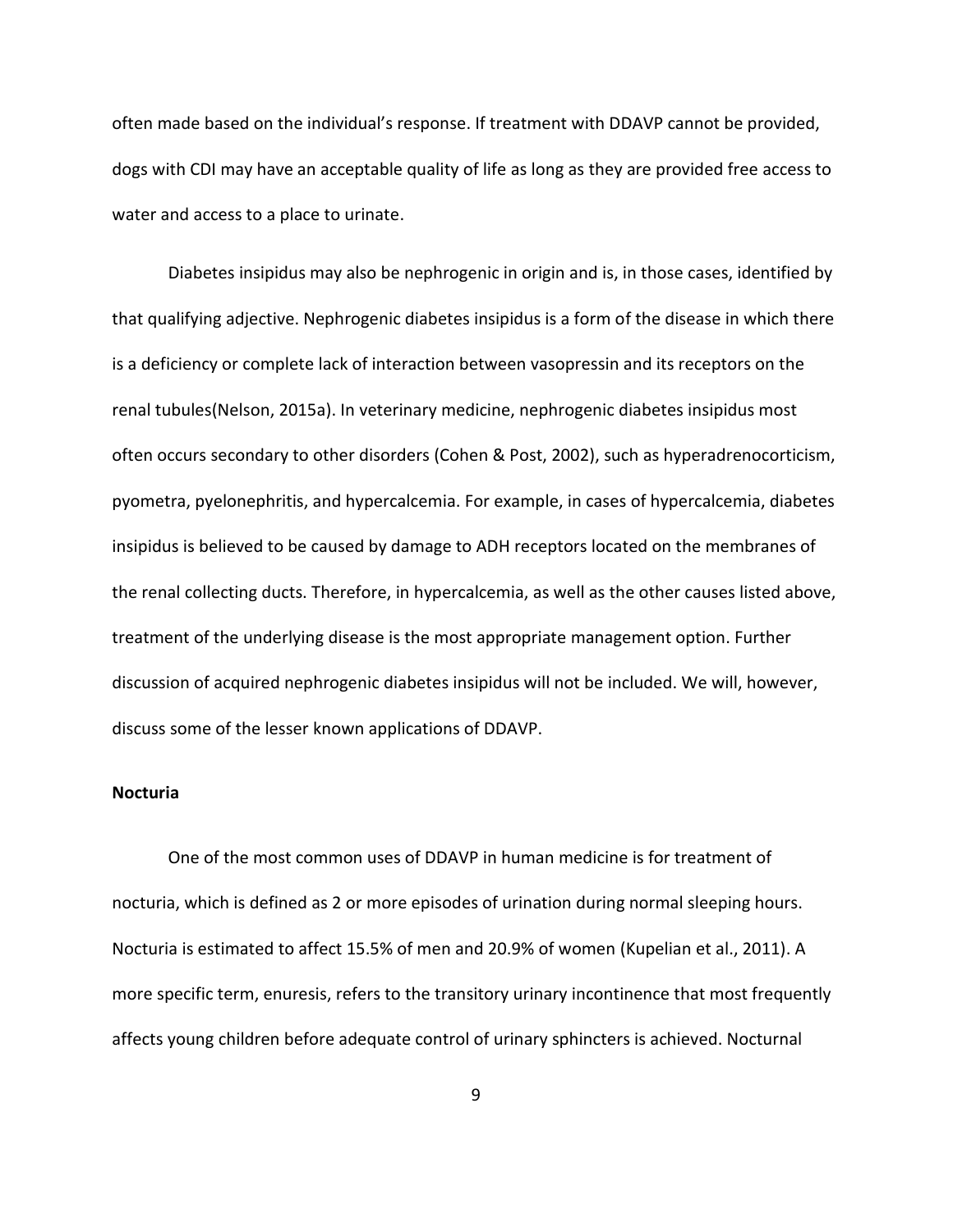often made based on the individual's response. If treatment with DDAVP cannot be provided, dogs with CDI may have an acceptable quality of life as long as they are provided free access to water and access to a place to urinate.

Diabetes insipidus may also be nephrogenic in origin and is, in those cases, identified by that qualifying adjective. Nephrogenic diabetes insipidus is a form of the disease in which there is a deficiency or complete lack of interaction between vasopressin and its receptors on the renal tubules(Nelson, 2015a). In veterinary medicine, nephrogenic diabetes insipidus most often occurs secondary to other disorders (Cohen & Post, 2002), such as hyperadrenocorticism, pyometra, pyelonephritis, and hypercalcemia. For example, in cases of hypercalcemia, diabetes insipidus is believed to be caused by damage to ADH receptors located on the membranes of the renal collecting ducts. Therefore, in hypercalcemia, as well as the other causes listed above, treatment of the underlying disease is the most appropriate management option. Further discussion of acquired nephrogenic diabetes insipidus will not be included. We will, however, discuss some of the lesser known applications of DDAVP.

**Nocturia**

One of the most common uses of DDAVP in human medicine is for treatment of nocturia, which is defined as 2 or more episodes of urination during normal sleeping hours. Nocturia is estimated to affect 15.5% of men and 20.9% of women (Kupelian et al., 2011). A more specific term, enuresis, refers to the transitory urinary incontinence that most frequently affects young children before adequate control of urinary sphincters is achieved. Nocturnal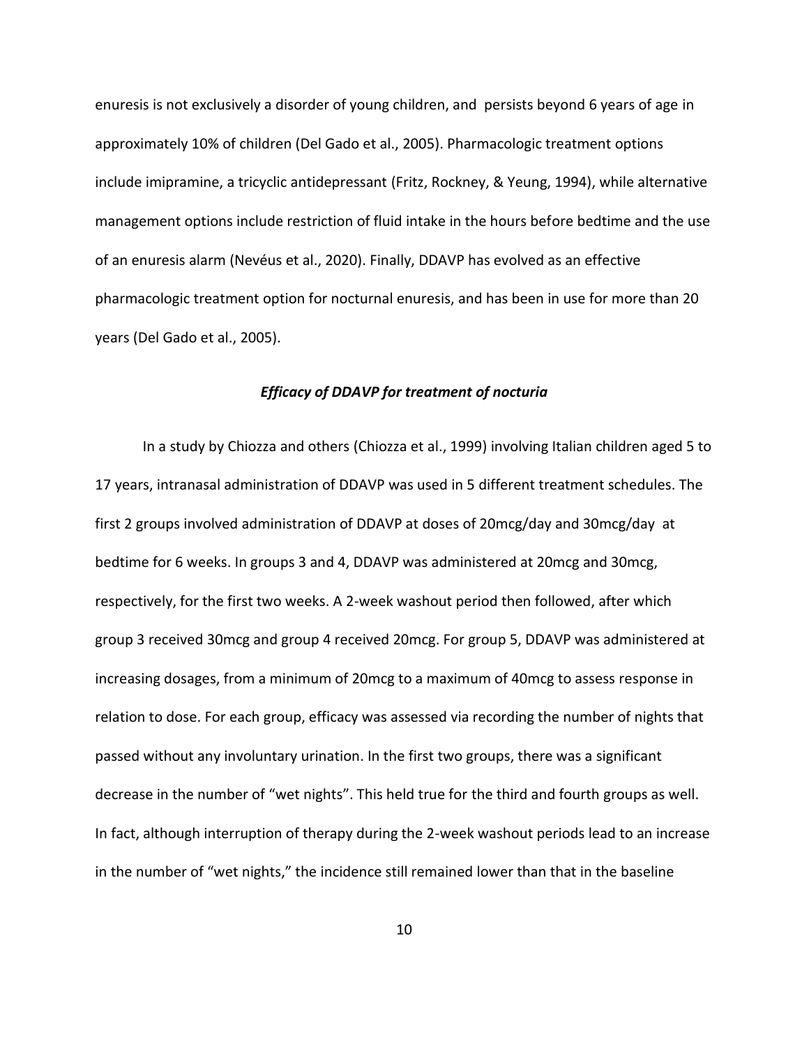enuresis is not exclusively a disorder of young children, and persists beyond 6 years of age in approximately 10% of children (Del Gado et al., 2005). Pharmacologic treatment options include imipramine, a tricyclic antidepressant (Fritz, Rockney, & Yeung, 1994), while alternative management options include restriction of fluid intake in the hours before bedtime and the use of an enuresis alarm (Nevéus et al., 2020). Finally, DDAVP has evolved as an effective pharmacologic treatment option for nocturnal enuresis, and has been in use for more than 20 years (Del Gado et al., 2005).

### ***Efficacy of DDAVP for treatment of nocturia***

In a study by Chiozza and others (Chiozza et al., 1999) involving Italian children aged 5 to 17 years, intranasal administration of DDAVP was used in 5 different treatment schedules. The first 2 groups involved administration of DDAVP at doses of 20mcg/day and 30mcg/day at bedtime for 6 weeks. In groups 3 and 4, DDAVP was administered at 20mcg and 30mcg, respectively, for the first two weeks. A 2-week washout period then followed, after which group 3 received 30mcg and group 4 received 20mcg. For group 5, DDAVP was administered at increasing dosages, from a minimum of 20mcg to a maximum of 40mcg to assess response in relation to dose. For each group, efficacy was assessed via recording the number of nights that passed without any involuntary urination. In the first two groups, there was a significant decrease in the number of "wet nights". This held true for the third and fourth groups as well. In fact, although interruption of therapy during the 2-week washout periods lead to an increase in the number of "wet nights," the incidence still remained lower than that in the baseline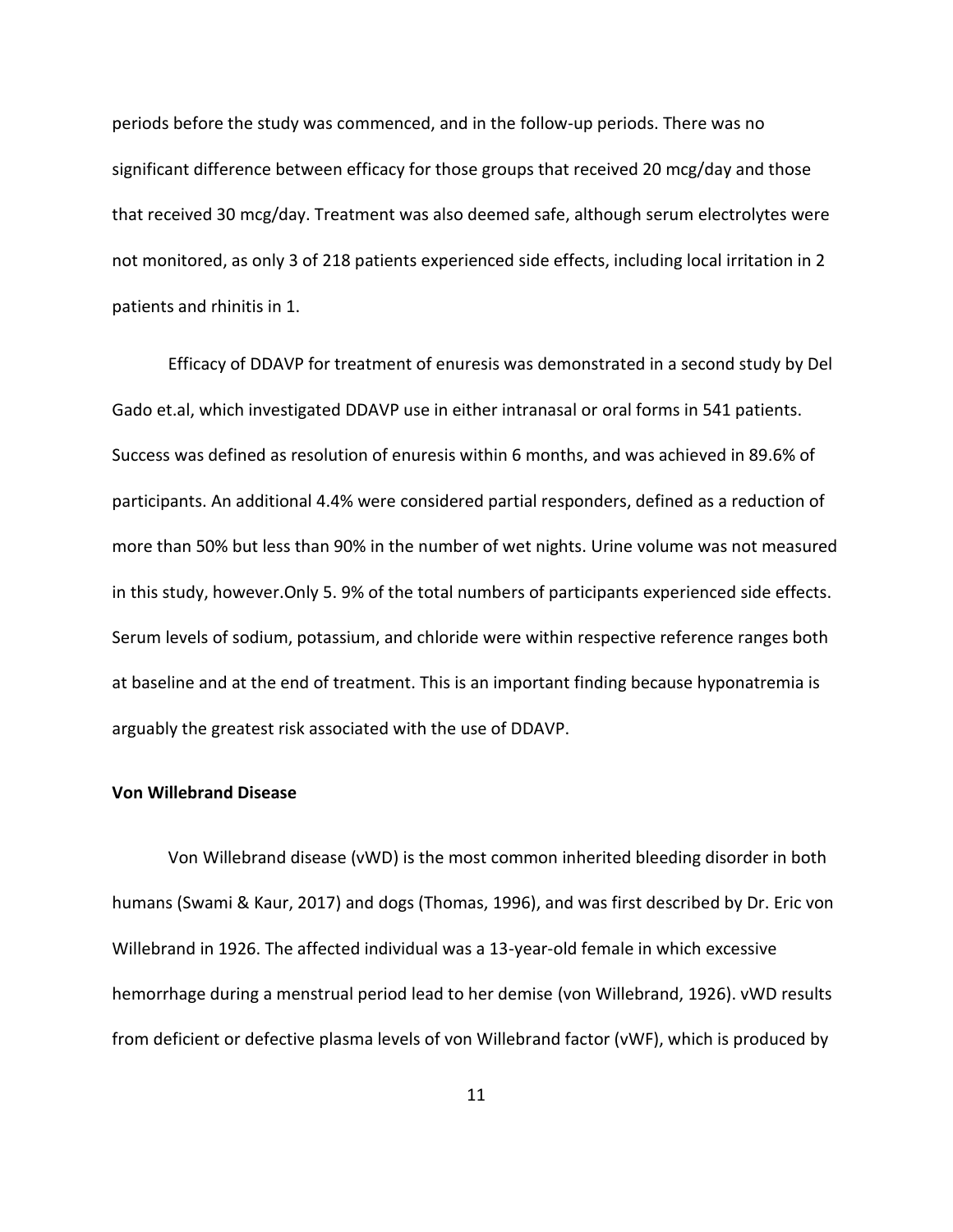periods before the study was commenced, and in the follow-up periods. There was no significant difference between efficacy for those groups that received 20 mcg/day and those that received 30 mcg/day. Treatment was also deemed safe, although serum electrolytes were not monitored, as only 3 of 218 patients experienced side effects, including local irritation in 2 patients and rhinitis in 1.

Efficacy of DDAVP for treatment of enuresis was demonstrated in a second study by Del Gado et.al, which investigated DDAVP use in either intranasal or oral forms in 541 patients. Success was defined as resolution of enuresis within 6 months, and was achieved in 89.6% of participants. An additional 4.4% were considered partial responders, defined as a reduction of more than 50% but less than 90% in the number of wet nights. Urine volume was not measured in this study, however.Only 5. 9% of the total numbers of participants experienced side effects. Serum levels of sodium, potassium, and chloride were within respective reference ranges both at baseline and at the end of treatment. This is an important finding because hyponatremia is arguably the greatest risk associated with the use of DDAVP.

**Von Willebrand Disease**

Von Willebrand disease (vWD) is the most common inherited bleeding disorder in both humans (Swami & Kaur, 2017) and dogs (Thomas, 1996), and was first described by Dr. Eric von Willebrand in 1926. The affected individual was a 13-year-old female in which excessive hemorrhage during a menstrual period lead to her demise (von Willebrand, 1926). vWD results from deficient or defective plasma levels of von Willebrand factor (vWF), which is produced by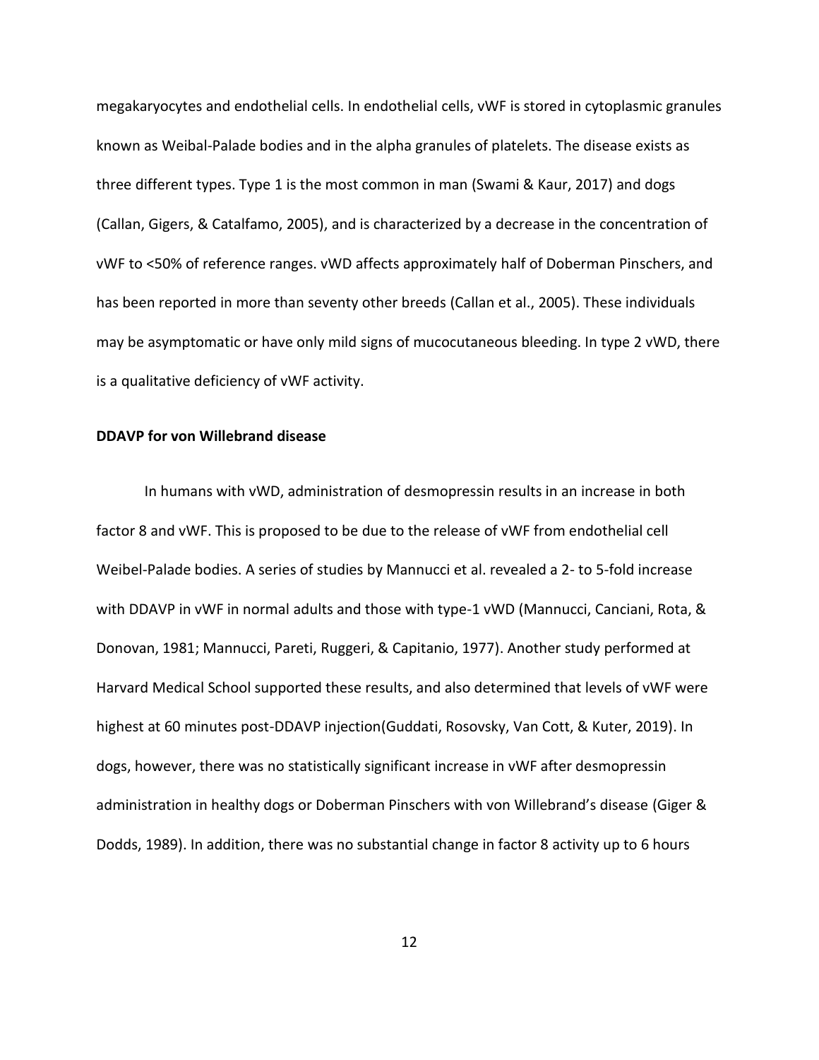megakaryocytes and endothelial cells. In endothelial cells, vWF is stored in cytoplasmic granules known as Weibal-Palade bodies and in the alpha granules of platelets. The disease exists as three different types. Type 1 is the most common in man (Swami & Kaur, 2017) and dogs (Callan, Gigers, & Catalfamo, 2005), and is characterized by a decrease in the concentration of vWF to <50% of reference ranges. vWD affects approximately half of Doberman Pinschers, and has been reported in more than seventy other breeds (Callan et al., 2005). These individuals may be asymptomatic or have only mild signs of mucocutaneous bleeding. In type 2 vWD, there is a qualitative deficiency of vWF activity.

**DDAVP for von Willebrand disease**

In humans with vWD, administration of desmopressin results in an increase in both factor 8 and vWF. This is proposed to be due to the release of vWF from endothelial cell Weibel-Palade bodies. A series of studies by Mannucci et al. revealed a 2- to 5-fold increase with DDAVP in vWF in normal adults and those with type-1 vWD (Mannucci, Canciani, Rota, & Donovan, 1981; Mannucci, Pareti, Ruggeri, & Capitanio, 1977). Another study performed at Harvard Medical School supported these results, and also determined that levels of vWF were highest at 60 minutes post-DDAVP injection(Guddati, Rosovsky, Van Cott, & Kuter, 2019). In dogs, however, there was no statistically significant increase in vWF after desmopressin administration in healthy dogs or Doberman Pinschers with von Willebrand's disease (Giger & Dodds, 1989). In addition, there was no substantial change in factor 8 activity up to 6 hours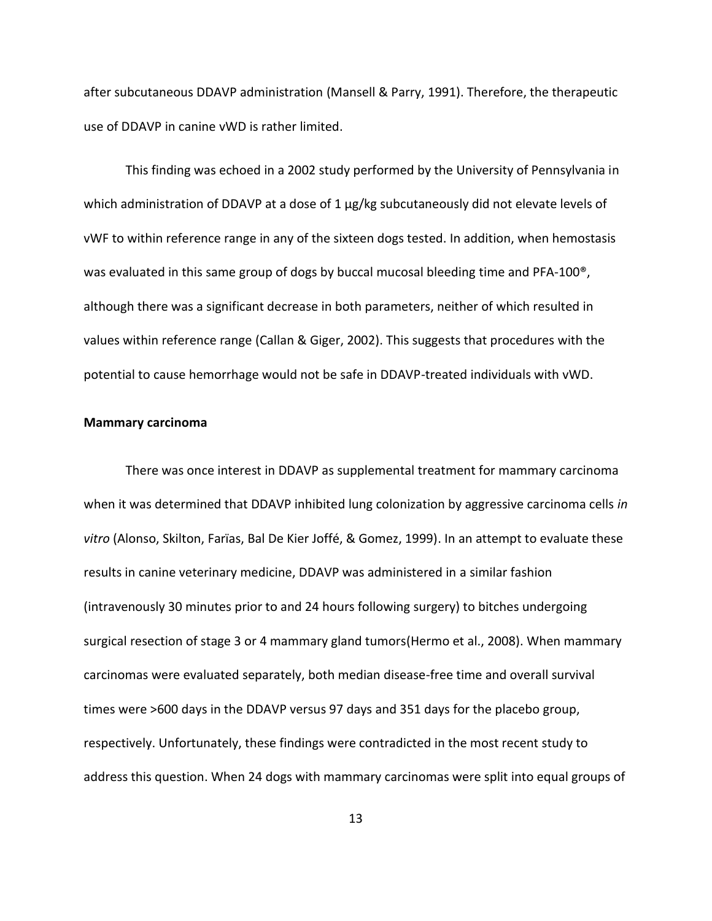after subcutaneous DDAVP administration (Mansell & Parry, 1991). Therefore, the therapeutic use of DDAVP in canine vWD is rather limited.

This finding was echoed in a 2002 study performed by the University of Pennsylvania in which administration of DDAVP at a dose of 1 μg/kg subcutaneously did not elevate levels of vWF to within reference range in any of the sixteen dogs tested. In addition, when hemostasis was evaluated in this same group of dogs by buccal mucosal bleeding time and PFA-100®, although there was a significant decrease in both parameters, neither of which resulted in values within reference range (Callan & Giger, 2002). This suggests that procedures with the potential to cause hemorrhage would not be safe in DDAVP-treated individuals with vWD.

**Mammary carcinoma**

There was once interest in DDAVP as supplemental treatment for mammary carcinoma when it was determined that DDAVP inhibited lung colonization by aggressive carcinoma cells *in vitro* (Alonso, Skilton, Farïas, Bal De Kier Joffé, & Gomez, 1999). In an attempt to evaluate these results in canine veterinary medicine, DDAVP was administered in a similar fashion (intravenously 30 minutes prior to and 24 hours following surgery) to bitches undergoing surgical resection of stage 3 or 4 mammary gland tumors(Hermo et al., 2008). When mammary carcinomas were evaluated separately, both median disease-free time and overall survival times were >600 days in the DDAVP versus 97 days and 351 days for the placebo group, respectively. Unfortunately, these findings were contradicted in the most recent study to address this question. When 24 dogs with mammary carcinomas were split into equal groups of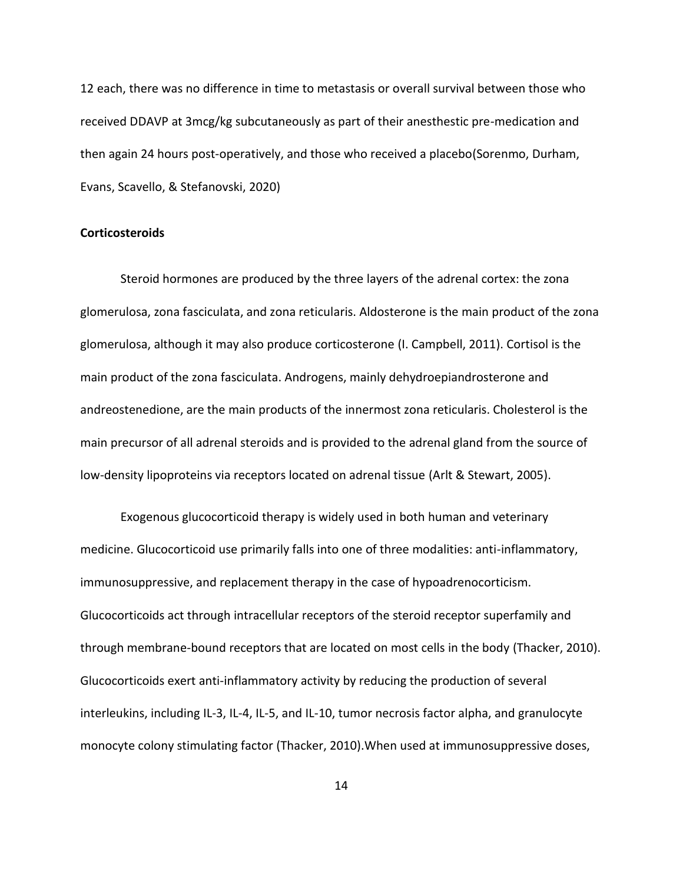12 each, there was no difference in time to metastasis or overall survival between those who received DDAVP at 3mcg/kg subcutaneously as part of their anesthetic pre-medication and then again 24 hours post-operatively, and those who received a placebo(Sorenmo, Durham, Evans, Scavello, & Stefanovski, 2020)

**Corticosteroids**

Steroid hormones are produced by the three layers of the adrenal cortex: the zona glomerulosa, zona fasciculata, and zona reticularis. Aldosterone is the main product of the zona glomerulosa, although it may also produce corticosterone (I. Campbell, 2011). Cortisol is the main product of the zona fasciculata. Androgens, mainly dehydroepiandrosterone and andreostenedione, are the main products of the innermost zona reticularis. Cholesterol is the main precursor of all adrenal steroids and is provided to the adrenal gland from the source of low-density lipoproteins via receptors located on adrenal tissue (Arlt & Stewart, 2005).

Exogenous glucocorticoid therapy is widely used in both human and veterinary medicine. Glucocorticoid use primarily falls into one of three modalities: anti-inflammatory, immunosuppressive, and replacement therapy in the case of hypoadrenocorticism. Glucocorticoids act through intracellular receptors of the steroid receptor superfamily and through membrane-bound receptors that are located on most cells in the body (Thacker, 2010). Glucocorticoids exert anti-inflammatory activity by reducing the production of several interleukins, including IL-3, IL-4, IL-5, and IL-10, tumor necrosis factor alpha, and granulocyte monocyte colony stimulating factor (Thacker, 2010).When used at immunosuppressive doses,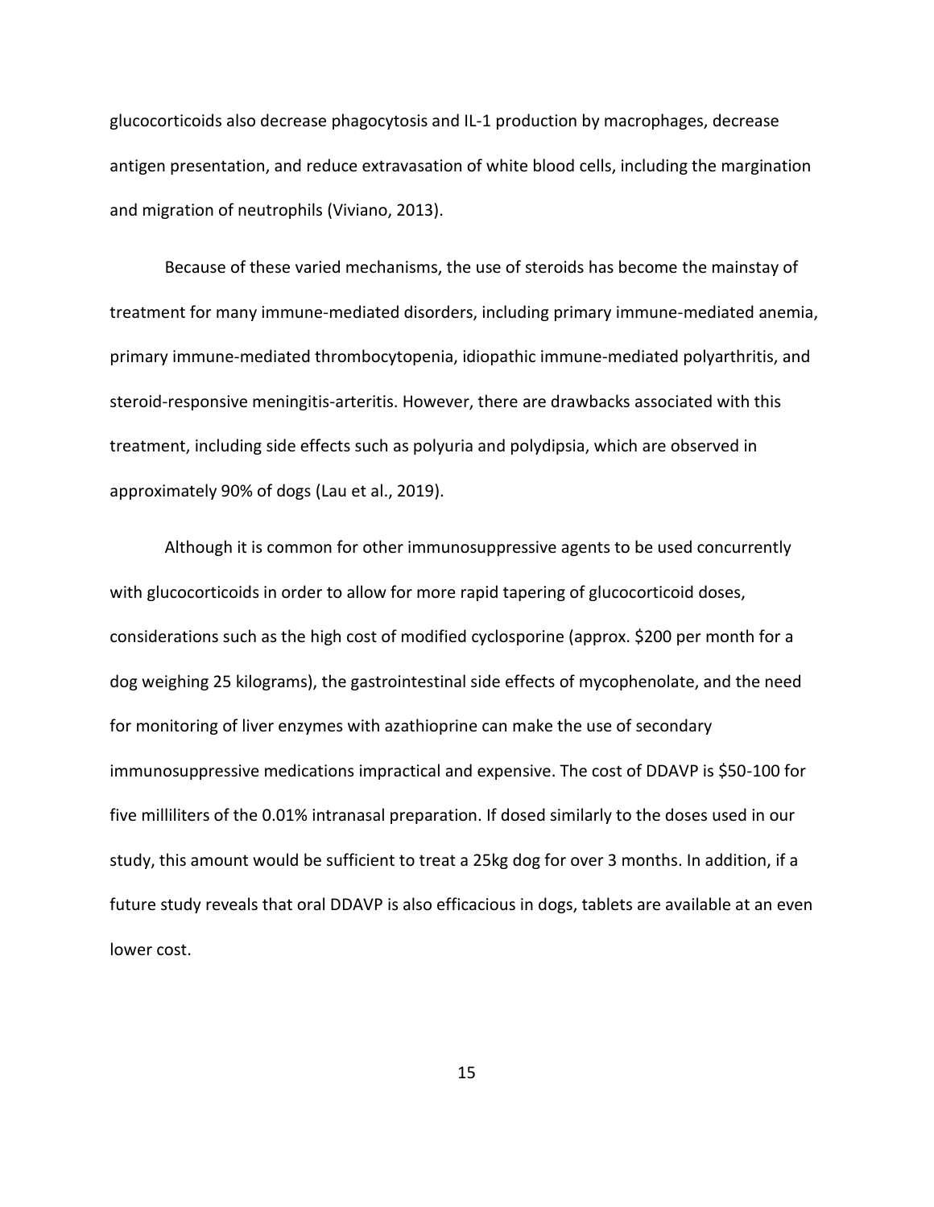glucocorticoids also decrease phagocytosis and IL-1 production by macrophages, decrease antigen presentation, and reduce extravasation of white blood cells, including the margination and migration of neutrophils (Viviano, 2013).

Because of these varied mechanisms, the use of steroids has become the mainstay of treatment for many immune-mediated disorders, including primary immune-mediated anemia, primary immune-mediated thrombocytopenia, idiopathic immune-mediated polyarthritis, and steroid-responsive meningitis-arteritis. However, there are drawbacks associated with this treatment, including side effects such as polyuria and polydipsia, which are observed in approximately 90% of dogs (Lau et al., 2019).

Although it is common for other immunosuppressive agents to be used concurrently with glucocorticoids in order to allow for more rapid tapering of glucocorticoid doses, considerations such as the high cost of modified cyclosporine (approx. $200 per month for a dog weighing 25 kilograms), the gastrointestinal side effects of mycophenolate, and the need for monitoring of liver enzymes with azathioprine can make the use of secondary immunosuppressive medications impractical and expensive. The cost of DDAVP is $50-100 for five milliliters of the 0.01% intranasal preparation. If dosed similarly to the doses used in our study, this amount would be sufficient to treat a 25kg dog for over 3 months. In addition, if a future study reveals that oral DDAVP is also efficacious in dogs, tablets are available at an even lower cost.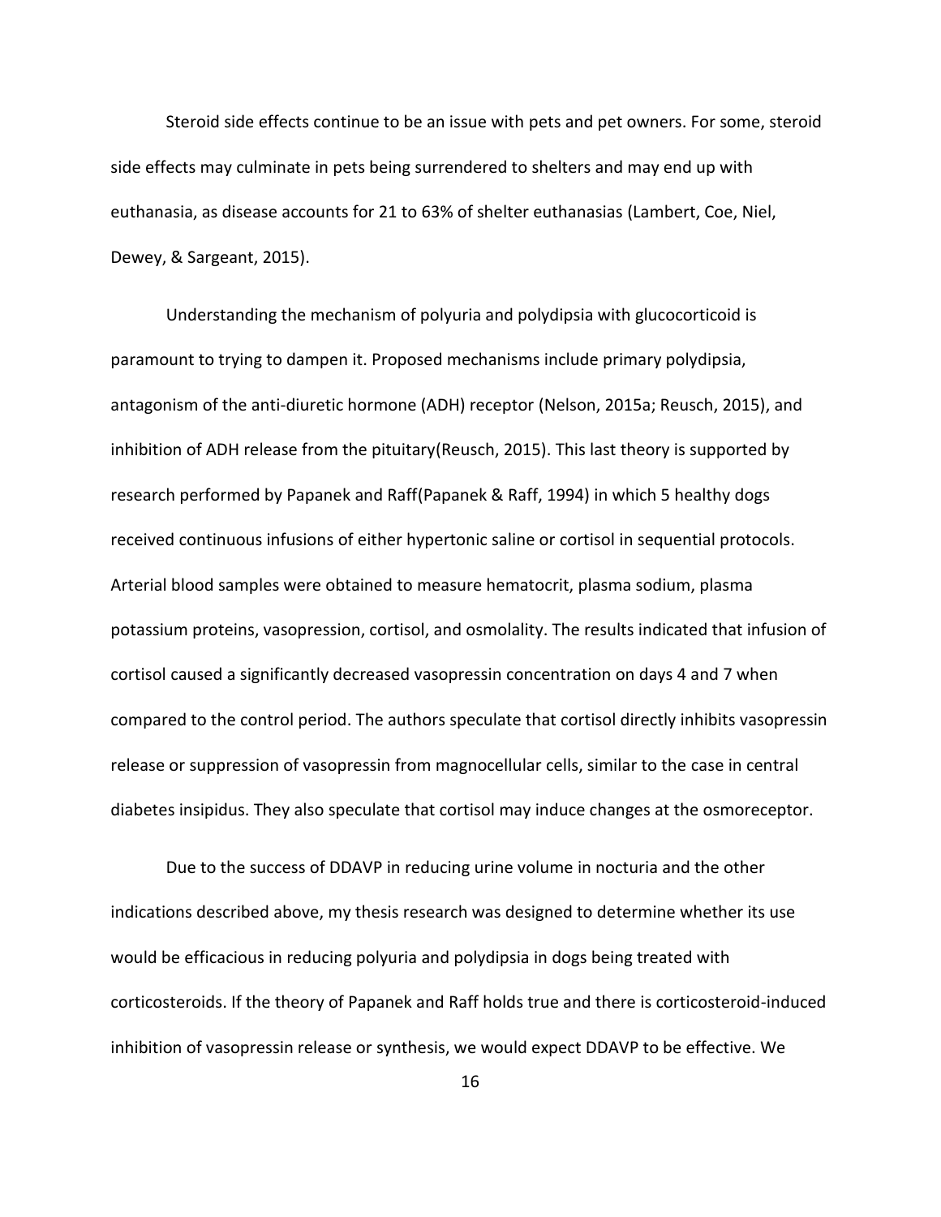Steroid side effects continue to be an issue with pets and pet owners. For some, steroid side effects may culminate in pets being surrendered to shelters and may end up with euthanasia, as disease accounts for 21 to 63% of shelter euthanasias (Lambert, Coe, Niel, Dewey, & Sargeant, 2015).

Understanding the mechanism of polyuria and polydipsia with glucocorticoid is paramount to trying to dampen it. Proposed mechanisms include primary polydipsia, antagonism of the anti-diuretic hormone (ADH) receptor (Nelson, 2015a; Reusch, 2015), and inhibition of ADH release from the pituitary(Reusch, 2015). This last theory is supported by research performed by Papanek and Raff(Papanek & Raff, 1994) in which 5 healthy dogs received continuous infusions of either hypertonic saline or cortisol in sequential protocols. Arterial blood samples were obtained to measure hematocrit, plasma sodium, plasma potassium proteins, vasopression, cortisol, and osmolality. The results indicated that infusion of cortisol caused a significantly decreased vasopressin concentration on days 4 and 7 when compared to the control period. The authors speculate that cortisol directly inhibits vasopressin release or suppression of vasopressin from magnocellular cells, similar to the case in central diabetes insipidus. They also speculate that cortisol may induce changes at the osmoreceptor.

Due to the success of DDAVP in reducing urine volume in nocturia and the other indications described above, my thesis research was designed to determine whether its use would be efficacious in reducing polyuria and polydipsia in dogs being treated with corticosteroids. If the theory of Papanek and Raff holds true and there is corticosteroid-induced inhibition of vasopressin release or synthesis, we would expect DDAVP to be effective. We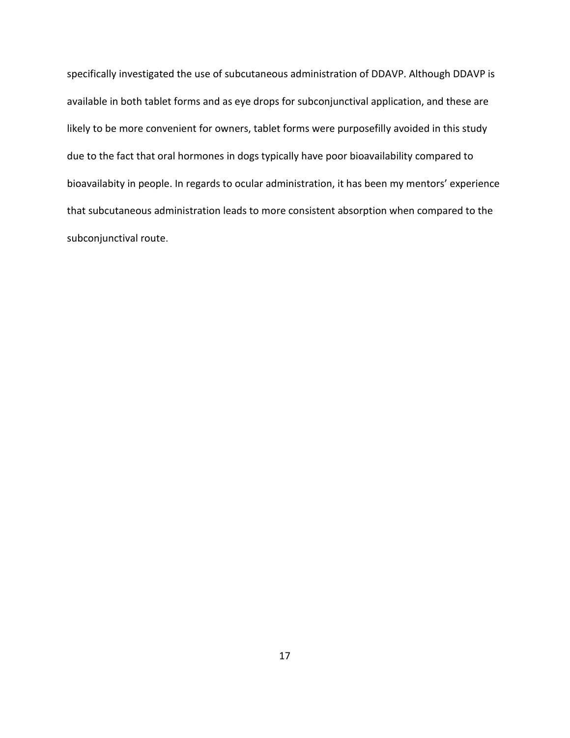specifically investigated the use of subcutaneous administration of DDAVP. Although DDAVP is available in both tablet forms and as eye drops for subconjunctival application, and these are likely to be more convenient for owners, tablet forms were purposefilly avoided in this study due to the fact that oral hormones in dogs typically have poor bioavailability compared to bioavailabity in people. In regards to ocular administration, it has been my mentors' experience that subcutaneous administration leads to more consistent absorption when compared to the subconjunctival route.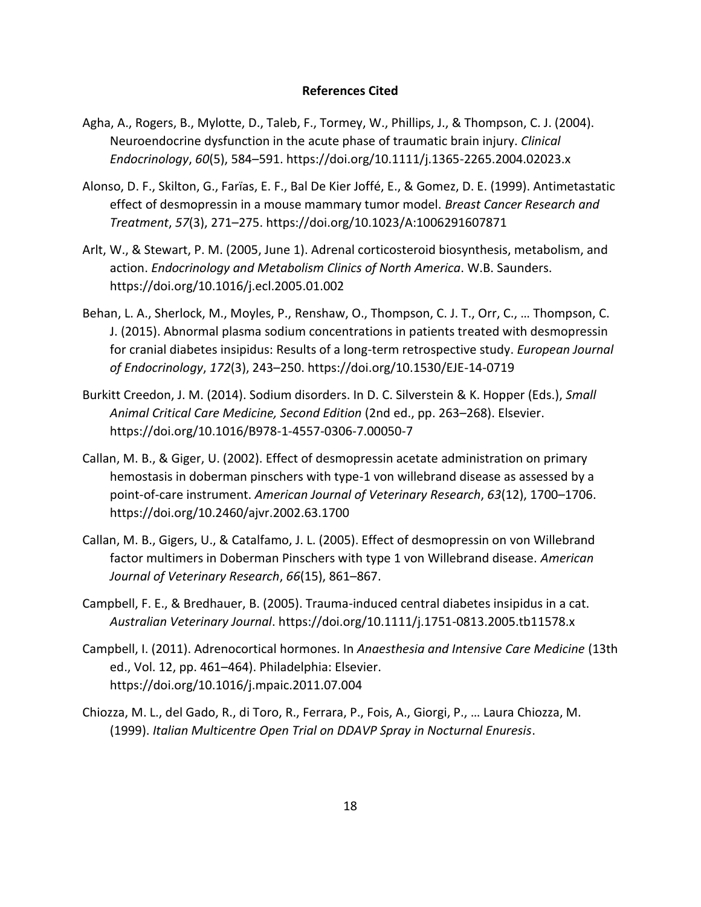**References Cited**

Agha, A., Rogers, B., Mylotte, D., Taleb, F., Tormey, W., Phillips, J., & Thompson, C. J. (2004). Neuroendocrine dysfunction in the acute phase of traumatic brain injury. *Clinical Endocrinology*, *60*(5), 584–591. https://doi.org/10.1111/j.1365-2265.2004.02023.x

Alonso, D. F., Skilton, G., Farïas, E. F., Bal De Kier Joffé, E., & Gomez, D. E. (1999). Antimetastatic effect of desmopressin in a mouse mammary tumor model. *Breast Cancer Research and Treatment*, *57*(3), 271–275. https://doi.org/10.1023/A:1006291607871

Arlt, W., & Stewart, P. M. (2005, June 1). Adrenal corticosteroid biosynthesis, metabolism, and action. *Endocrinology and Metabolism Clinics of North America*. W.B. Saunders. https://doi.org/10.1016/j.ecl.2005.01.002

Behan, L. A., Sherlock, M., Moyles, P., Renshaw, O., Thompson, C. J. T., Orr, C., … Thompson, C. J. (2015). Abnormal plasma sodium concentrations in patients treated with desmopressin for cranial diabetes insipidus: Results of a long-term retrospective study. *European Journal of Endocrinology*, *172*(3), 243–250. https://doi.org/10.1530/EJE-14-0719

Burkitt Creedon, J. M. (2014). Sodium disorders. In D. C. Silverstein & K. Hopper (Eds.), *Small Animal Critical Care Medicine, Second Edition* (2nd ed., pp. 263–268). Elsevier. https://doi.org/10.1016/B978-1-4557-0306-7.00050-7

Callan, M. B., & Giger, U. (2002). Effect of desmopressin acetate administration on primary hemostasis in doberman pinschers with type-1 von willebrand disease as assessed by a point-of-care instrument. *American Journal of Veterinary Research*, *63*(12), 1700–1706. https://doi.org/10.2460/ajvr.2002.63.1700

Callan, M. B., Gigers, U., & Catalfamo, J. L. (2005). Effect of desmopressin on von Willebrand factor multimers in Doberman Pinschers with type 1 von Willebrand disease. *American Journal of Veterinary Research*, *66*(15), 861–867.

Campbell, F. E., & Bredhauer, B. (2005). Trauma-induced central diabetes insipidus in a cat. *Australian Veterinary Journal*. https://doi.org/10.1111/j.1751-0813.2005.tb11578.x

Campbell, I. (2011). Adrenocortical hormones. In *Anaesthesia and Intensive Care Medicine* (13th ed., Vol. 12, pp. 461–464). Philadelphia: Elsevier. https://doi.org/10.1016/j.mpaic.2011.07.004

Chiozza, M. L., del Gado, R., di Toro, R., Ferrara, P., Fois, A., Giorgi, P., … Laura Chiozza, M. (1999). *Italian Multicentre Open Trial on DDAVP Spray in Nocturnal Enuresis*.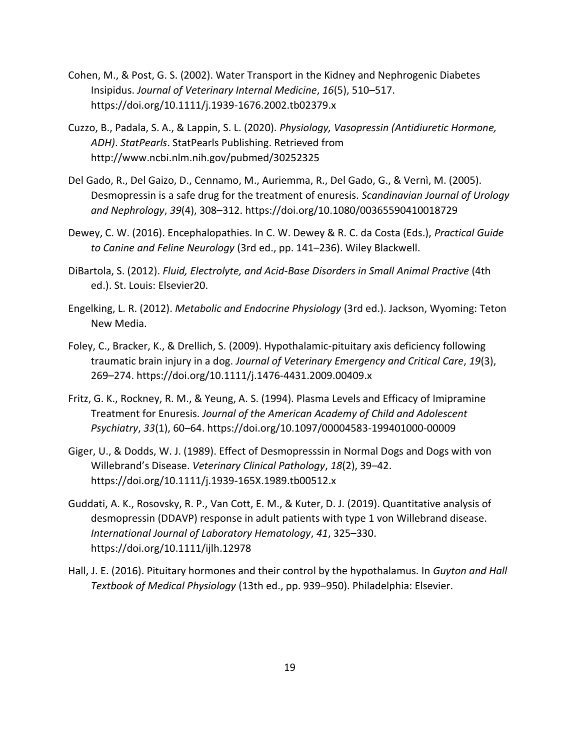Cohen, M., & Post, G. S. (2002). Water Transport in the Kidney and Nephrogenic Diabetes Insipidus. *Journal of Veterinary Internal Medicine*, *16*(5), 510–517. https://doi.org/10.1111/j.1939-1676.2002.tb02379.x

Cuzzo, B., Padala, S. A., & Lappin, S. L. (2020). *Physiology, Vasopressin (Antidiuretic Hormone, ADH)*. *StatPearls*. StatPearls Publishing. Retrieved from http://www.ncbi.nlm.nih.gov/pubmed/30252325

Del Gado, R., Del Gaizo, D., Cennamo, M., Auriemma, R., Del Gado, G., & Vernì, M. (2005). Desmopressin is a safe drug for the treatment of enuresis. *Scandinavian Journal of Urology and Nephrology*, *39*(4), 308–312. https://doi.org/10.1080/00365590410018729

Dewey, C. W. (2016). Encephalopathies. In C. W. Dewey & R. C. da Costa (Eds.), *Practical Guide to Canine and Feline Neurology* (3rd ed., pp. 141–236). Wiley Blackwell.

DiBartola, S. (2012). *Fluid, Electrolyte, and Acid-Base Disorders in Small Animal Practive* (4th ed.). St. Louis: Elsevier20.

Engelking, L. R. (2012). *Metabolic and Endocrine Physiology* (3rd ed.). Jackson, Wyoming: Teton New Media.

Foley, C., Bracker, K., & Drellich, S. (2009). Hypothalamic-pituitary axis deficiency following traumatic brain injury in a dog. *Journal of Veterinary Emergency and Critical Care*, *19*(3), 269–274. https://doi.org/10.1111/j.1476-4431.2009.00409.x

Fritz, G. K., Rockney, R. M., & Yeung, A. S. (1994). Plasma Levels and Efficacy of Imipramine Treatment for Enuresis. *Journal of the American Academy of Child and Adolescent Psychiatry*, *33*(1), 60–64. https://doi.org/10.1097/00004583-199401000-00009

Giger, U., & Dodds, W. J. (1989). Effect of Desmopresssin in Normal Dogs and Dogs with von Willebrand's Disease. *Veterinary Clinical Pathology*, *18*(2), 39–42. https://doi.org/10.1111/j.1939-165X.1989.tb00512.x

Guddati, A. K., Rosovsky, R. P., Van Cott, E. M., & Kuter, D. J. (2019). Quantitative analysis of desmopressin (DDAVP) response in adult patients with type 1 von Willebrand disease. *International Journal of Laboratory Hematology*, *41*, 325–330. https://doi.org/10.1111/ijlh.12978

Hall, J. E. (2016). Pituitary hormones and their control by the hypothalamus. In *Guyton and Hall Textbook of Medical Physiology* (13th ed., pp. 939–950). Philadelphia: Elsevier.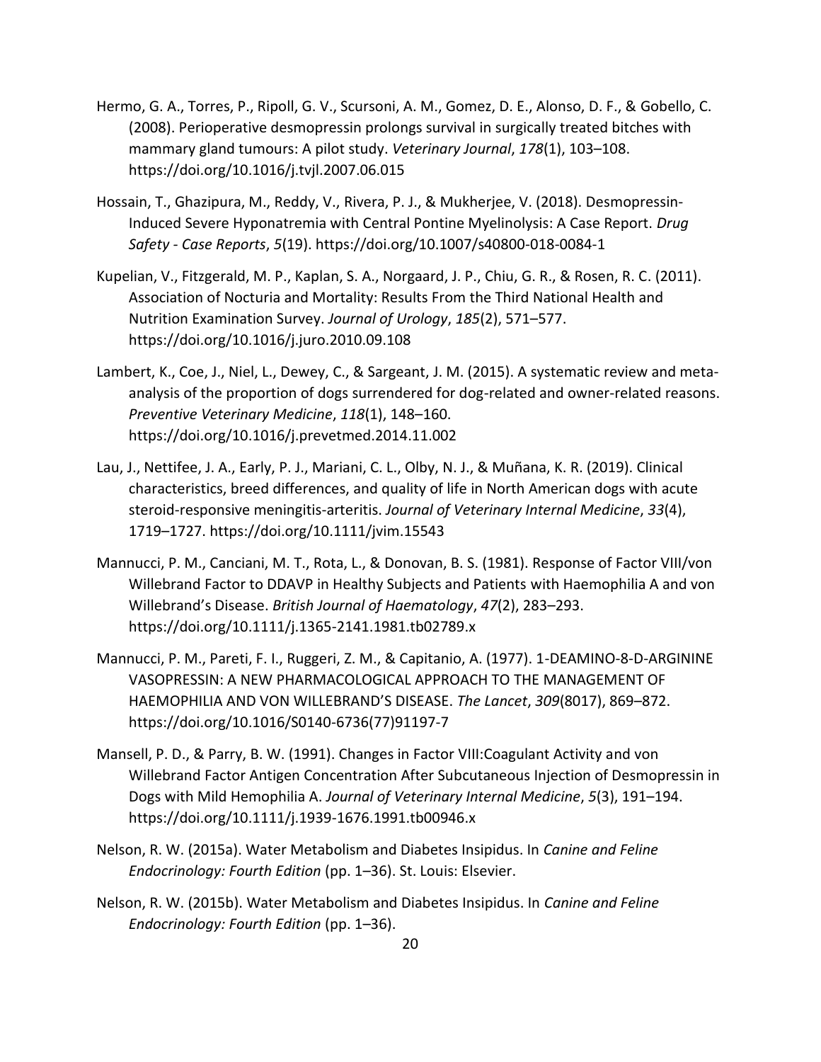Hermo, G. A., Torres, P., Ripoll, G. V., Scursoni, A. M., Gomez, D. E., Alonso, D. F., & Gobello, C. (2008). Perioperative desmopressin prolongs survival in surgically treated bitches with mammary gland tumours: A pilot study. *Veterinary Journal*, *178*(1), 103–108. https://doi.org/10.1016/j.tvjl.2007.06.015

Hossain, T., Ghazipura, M., Reddy, V., Rivera, P. J., & Mukherjee, V. (2018). Desmopressin-Induced Severe Hyponatremia with Central Pontine Myelinolysis: A Case Report. *Drug Safety - Case Reports*, *5*(19). https://doi.org/10.1007/s40800-018-0084-1

Kupelian, V., Fitzgerald, M. P., Kaplan, S. A., Norgaard, J. P., Chiu, G. R., & Rosen, R. C. (2011). Association of Nocturia and Mortality: Results From the Third National Health and Nutrition Examination Survey. *Journal of Urology*, *185*(2), 571–577. https://doi.org/10.1016/j.juro.2010.09.108

Lambert, K., Coe, J., Niel, L., Dewey, C., & Sargeant, J. M. (2015). A systematic review and meta-analysis of the proportion of dogs surrendered for dog-related and owner-related reasons. *Preventive Veterinary Medicine*, *118*(1), 148–160. https://doi.org/10.1016/j.prevetmed.2014.11.002

Lau, J., Nettifee, J. A., Early, P. J., Mariani, C. L., Olby, N. J., & Muñana, K. R. (2019). Clinical characteristics, breed differences, and quality of life in North American dogs with acute steroid-responsive meningitis-arteritis. *Journal of Veterinary Internal Medicine*, *33*(4), 1719–1727. https://doi.org/10.1111/jvim.15543

Mannucci, P. M., Canciani, M. T., Rota, L., & Donovan, B. S. (1981). Response of Factor VIII/von Willebrand Factor to DDAVP in Healthy Subjects and Patients with Haemophilia A and von Willebrand's Disease. *British Journal of Haematology*, *47*(2), 283–293. https://doi.org/10.1111/j.1365-2141.1981.tb02789.x

Mannucci, P. M., Pareti, F. I., Ruggeri, Z. M., & Capitanio, A. (1977). 1-DEAMINO-8-D-ARGININE VASOPRESSIN: A NEW PHARMACOLOGICAL APPROACH TO THE MANAGEMENT OF HAEMOPHILIA AND VON WILLEBRAND'S DISEASE. *The Lancet*, *309*(8017), 869–872. https://doi.org/10.1016/S0140-6736(77)91197-7

Mansell, P. D., & Parry, B. W. (1991). Changes in Factor VIII:Coagulant Activity and von Willebrand Factor Antigen Concentration After Subcutaneous Injection of Desmopressin in Dogs with Mild Hemophilia A. *Journal of Veterinary Internal Medicine*, *5*(3), 191–194. https://doi.org/10.1111/j.1939-1676.1991.tb00946.x

Nelson, R. W. (2015a). Water Metabolism and Diabetes Insipidus. In *Canine and Feline Endocrinology: Fourth Edition* (pp. 1–36). St. Louis: Elsevier.

Nelson, R. W. (2015b). Water Metabolism and Diabetes Insipidus. In *Canine and Feline Endocrinology: Fourth Edition* (pp. 1–36).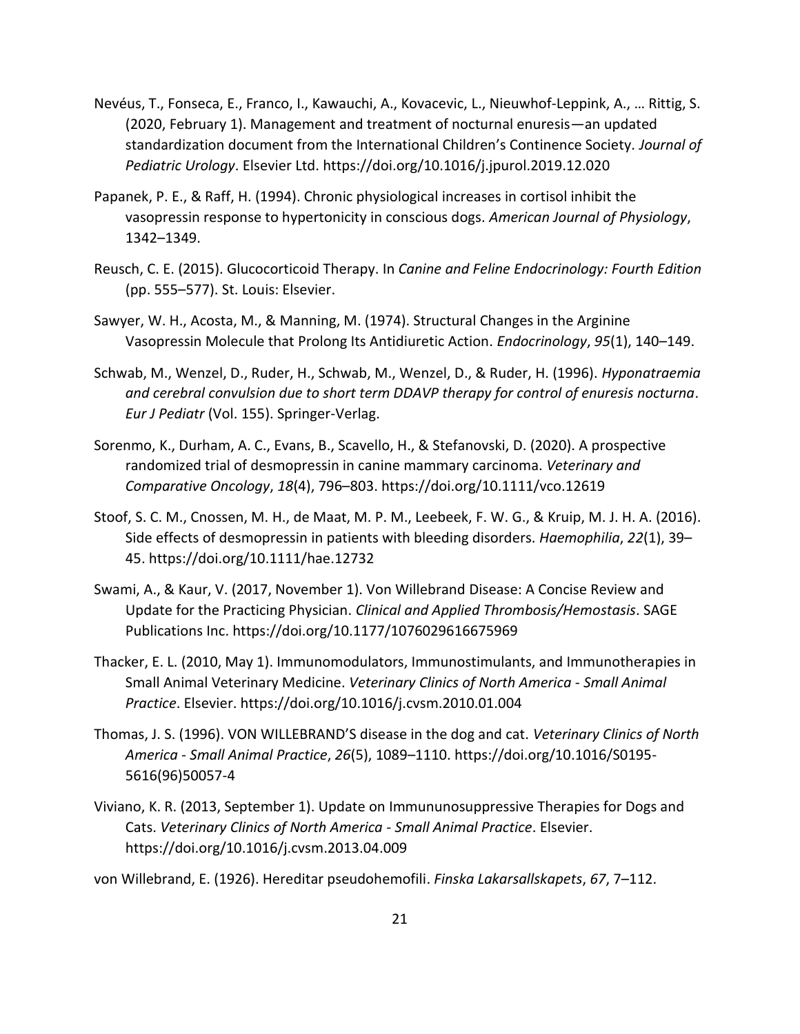Nevéus, T., Fonseca, E., Franco, I., Kawauchi, A., Kovacevic, L., Nieuwhof-Leppink, A., … Rittig, S. (2020, February 1). Management and treatment of nocturnal enuresis—an updated standardization document from the International Children's Continence Society. *Journal of Pediatric Urology*. Elsevier Ltd. https://doi.org/10.1016/j.jpurol.2019.12.020

Papanek, P. E., & Raff, H. (1994). Chronic physiological increases in cortisol inhibit the vasopressin response to hypertonicity in conscious dogs. *American Journal of Physiology*, 1342–1349.

Reusch, C. E. (2015). Glucocorticoid Therapy. In *Canine and Feline Endocrinology: Fourth Edition* (pp. 555–577). St. Louis: Elsevier.

Sawyer, W. H., Acosta, M., & Manning, M. (1974). Structural Changes in the Arginine Vasopressin Molecule that Prolong Its Antidiuretic Action. *Endocrinology*, *95*(1), 140–149.

Schwab, M., Wenzel, D., Ruder, H., Schwab, M., Wenzel, D., & Ruder, H. (1996). *Hyponatraemia and cerebral convulsion due to short term DDAVP therapy for control of enuresis nocturna*. *Eur J Pediatr* (Vol. 155). Springer-Verlag.

Sorenmo, K., Durham, A. C., Evans, B., Scavello, H., & Stefanovski, D. (2020). A prospective randomized trial of desmopressin in canine mammary carcinoma. *Veterinary and Comparative Oncology*, *18*(4), 796–803. https://doi.org/10.1111/vco.12619

Stoof, S. C. M., Cnossen, M. H., de Maat, M. P. M., Leebeek, F. W. G., & Kruip, M. J. H. A. (2016). Side effects of desmopressin in patients with bleeding disorders. *Haemophilia*, *22*(1), 39–45. https://doi.org/10.1111/hae.12732

Swami, A., & Kaur, V. (2017, November 1). Von Willebrand Disease: A Concise Review and Update for the Practicing Physician. *Clinical and Applied Thrombosis/Hemostasis*. SAGE Publications Inc. https://doi.org/10.1177/1076029616675969

Thacker, E. L. (2010, May 1). Immunomodulators, Immunostimulants, and Immunotherapies in Small Animal Veterinary Medicine. *Veterinary Clinics of North America - Small Animal Practice*. Elsevier. https://doi.org/10.1016/j.cvsm.2010.01.004

Thomas, J. S. (1996). VON WILLEBRAND'S disease in the dog and cat. *Veterinary Clinics of North America - Small Animal Practice*, *26*(5), 1089–1110. https://doi.org/10.1016/S0195-5616(96)50057-4

Viviano, K. R. (2013, September 1). Update on Immununosuppressive Therapies for Dogs and Cats. *Veterinary Clinics of North America - Small Animal Practice*. Elsevier. https://doi.org/10.1016/j.cvsm.2013.04.009

von Willebrand, E. (1926). Hereditar pseudohemofili. *Finska Lakarsallskapets*, *67*, 7–112.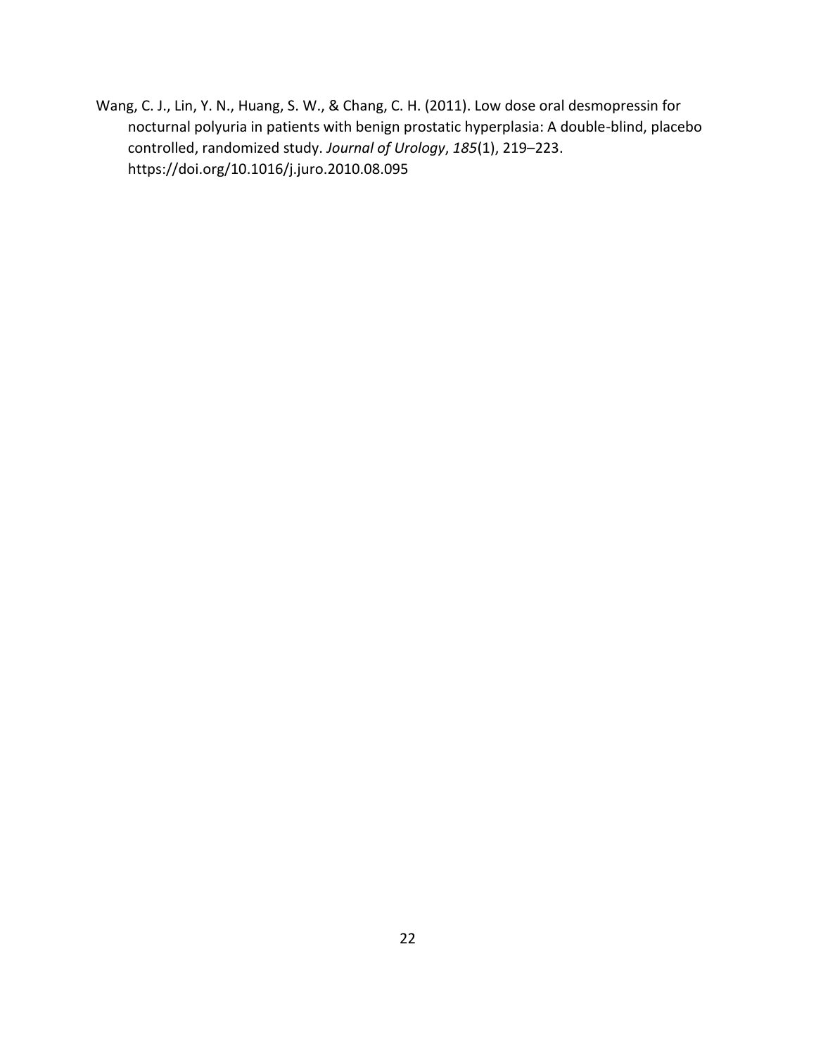Wang, C. J., Lin, Y. N., Huang, S. W., & Chang, C. H. (2011). Low dose oral desmopressin for nocturnal polyuria in patients with benign prostatic hyperplasia: A double-blind, placebo controlled, randomized study. *Journal of Urology*, *185*(1), 219–223. https://doi.org/10.1016/j.juro.2010.08.095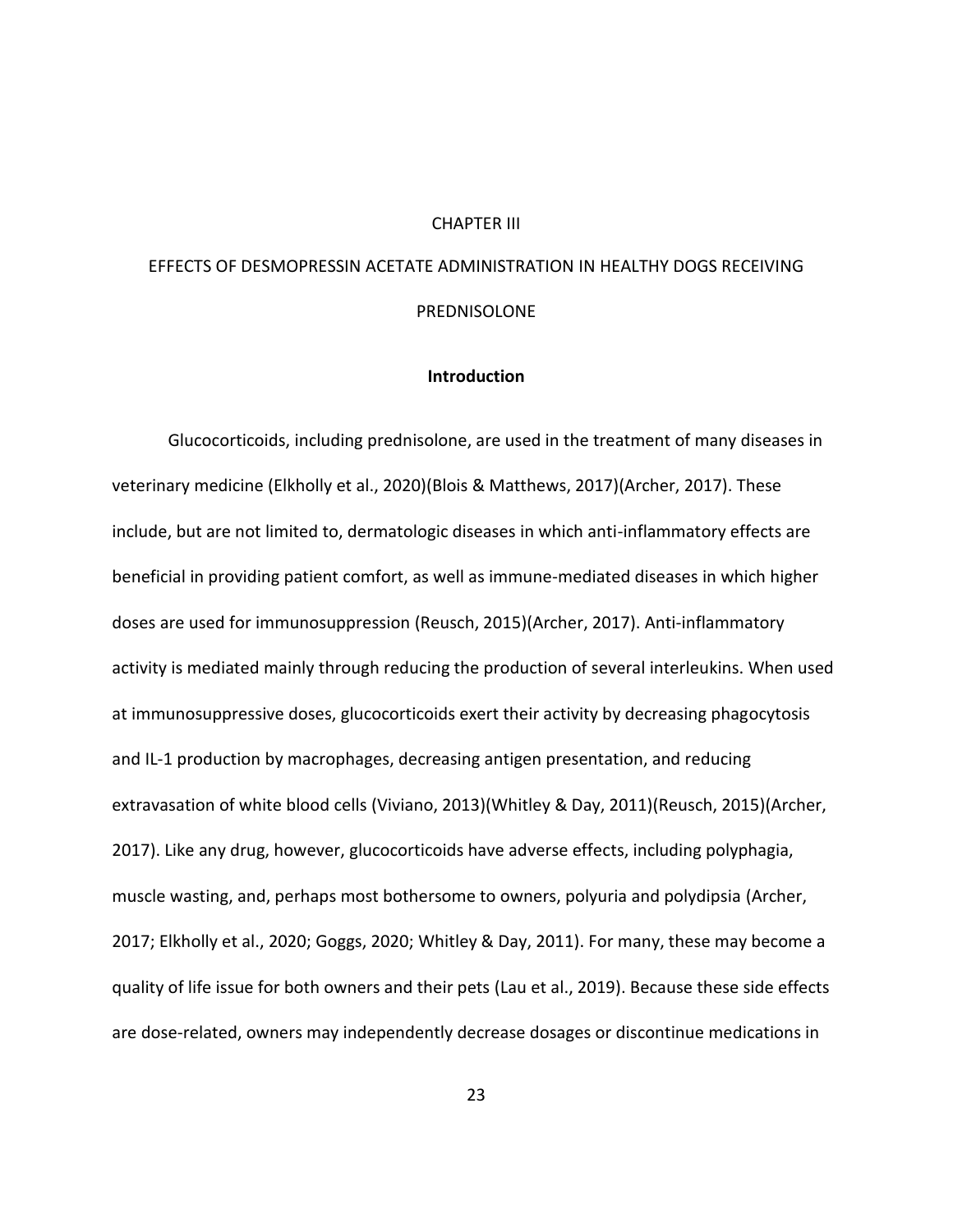# CHAPTER III

# EFFECTS OF DESMOPRESSIN ACETATE ADMINISTRATION IN HEALTHY DOGS RECEIVING PREDNISOLONE

## Introduction

Glucocorticoids, including prednisolone, are used in the treatment of many diseases in veterinary medicine (Elkholly et al., 2020)(Blois & Matthews, 2017)(Archer, 2017). These include, but are not limited to, dermatologic diseases in which anti-inflammatory effects are beneficial in providing patient comfort, as well as immune-mediated diseases in which higher doses are used for immunosuppression (Reusch, 2015)(Archer, 2017). Anti-inflammatory activity is mediated mainly through reducing the production of several interleukins. When used at immunosuppressive doses, glucocorticoids exert their activity by decreasing phagocytosis and IL-1 production by macrophages, decreasing antigen presentation, and reducing extravasation of white blood cells (Viviano, 2013)(Whitley & Day, 2011)(Reusch, 2015)(Archer, 2017). Like any drug, however, glucocorticoids have adverse effects, including polyphagia, muscle wasting, and, perhaps most bothersome to owners, polyuria and polydipsia (Archer, 2017; Elkholly et al., 2020; Goggs, 2020; Whitley & Day, 2011). For many, these may become a quality of life issue for both owners and their pets (Lau et al., 2019). Because these side effects are dose-related, owners may independently decrease dosages or discontinue medications in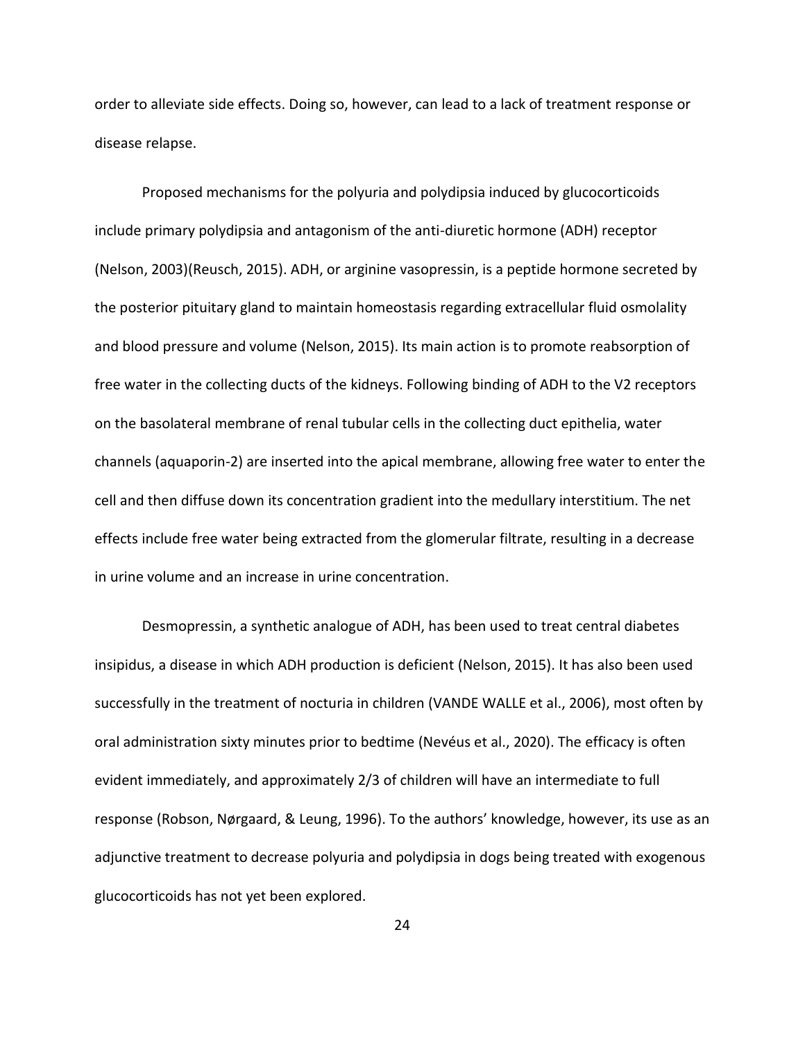order to alleviate side effects. Doing so, however, can lead to a lack of treatment response or disease relapse.

Proposed mechanisms for the polyuria and polydipsia induced by glucocorticoids include primary polydipsia and antagonism of the anti-diuretic hormone (ADH) receptor (Nelson, 2003)(Reusch, 2015). ADH, or arginine vasopressin, is a peptide hormone secreted by the posterior pituitary gland to maintain homeostasis regarding extracellular fluid osmolality and blood pressure and volume (Nelson, 2015). Its main action is to promote reabsorption of free water in the collecting ducts of the kidneys. Following binding of ADH to the V2 receptors on the basolateral membrane of renal tubular cells in the collecting duct epithelia, water channels (aquaporin-2) are inserted into the apical membrane, allowing free water to enter the cell and then diffuse down its concentration gradient into the medullary interstitium. The net effects include free water being extracted from the glomerular filtrate, resulting in a decrease in urine volume and an increase in urine concentration.

Desmopressin, a synthetic analogue of ADH, has been used to treat central diabetes insipidus, a disease in which ADH production is deficient (Nelson, 2015). It has also been used successfully in the treatment of nocturia in children (VANDE WALLE et al., 2006), most often by oral administration sixty minutes prior to bedtime (Nevéus et al., 2020). The efficacy is often evident immediately, and approximately 2/3 of children will have an intermediate to full response (Robson, Nørgaard, & Leung, 1996). To the authors' knowledge, however, its use as an adjunctive treatment to decrease polyuria and polydipsia in dogs being treated with exogenous glucocorticoids has not yet been explored.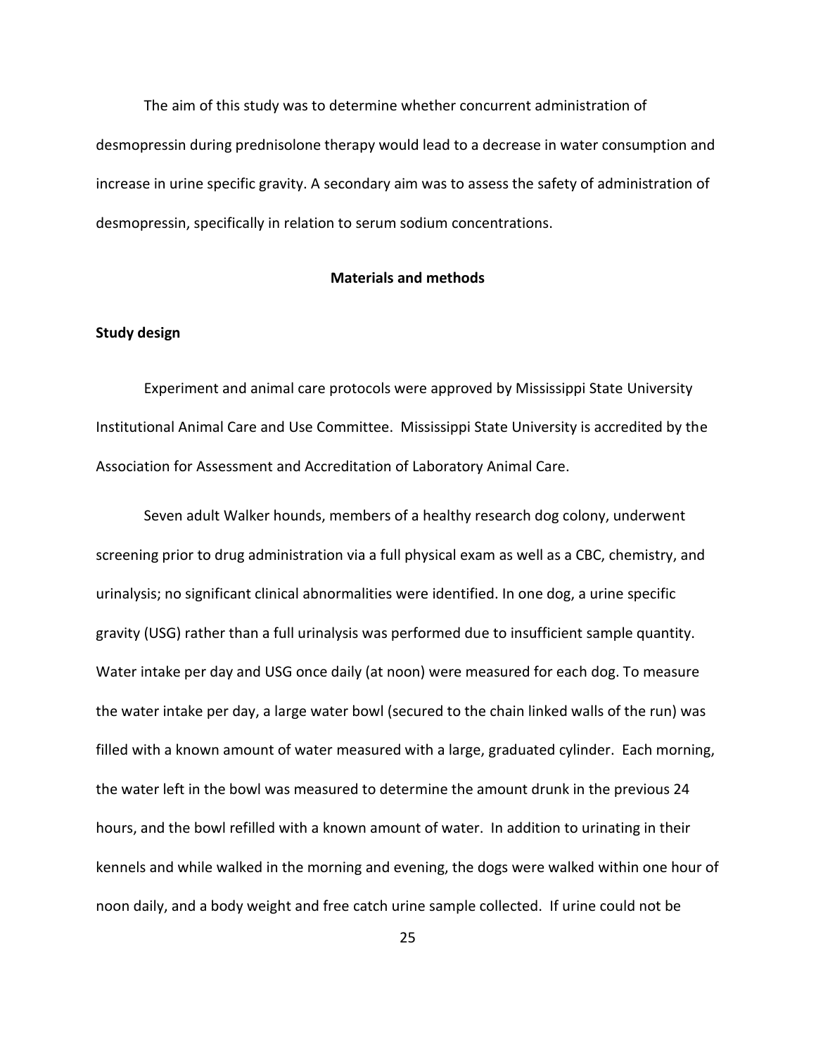The aim of this study was to determine whether concurrent administration of desmopressin during prednisolone therapy would lead to a decrease in water consumption and increase in urine specific gravity. A secondary aim was to assess the safety of administration of desmopressin, specifically in relation to serum sodium concentrations.

## Materials and methods

### Study design

Experiment and animal care protocols were approved by Mississippi State University Institutional Animal Care and Use Committee. Mississippi State University is accredited by the Association for Assessment and Accreditation of Laboratory Animal Care.

Seven adult Walker hounds, members of a healthy research dog colony, underwent screening prior to drug administration via a full physical exam as well as a CBC, chemistry, and urinalysis; no significant clinical abnormalities were identified. In one dog, a urine specific gravity (USG) rather than a full urinalysis was performed due to insufficient sample quantity. Water intake per day and USG once daily (at noon) were measured for each dog. To measure the water intake per day, a large water bowl (secured to the chain linked walls of the run) was filled with a known amount of water measured with a large, graduated cylinder. Each morning, the water left in the bowl was measured to determine the amount drunk in the previous 24 hours, and the bowl refilled with a known amount of water. In addition to urinating in their kennels and while walked in the morning and evening, the dogs were walked within one hour of noon daily, and a body weight and free catch urine sample collected. If urine could not be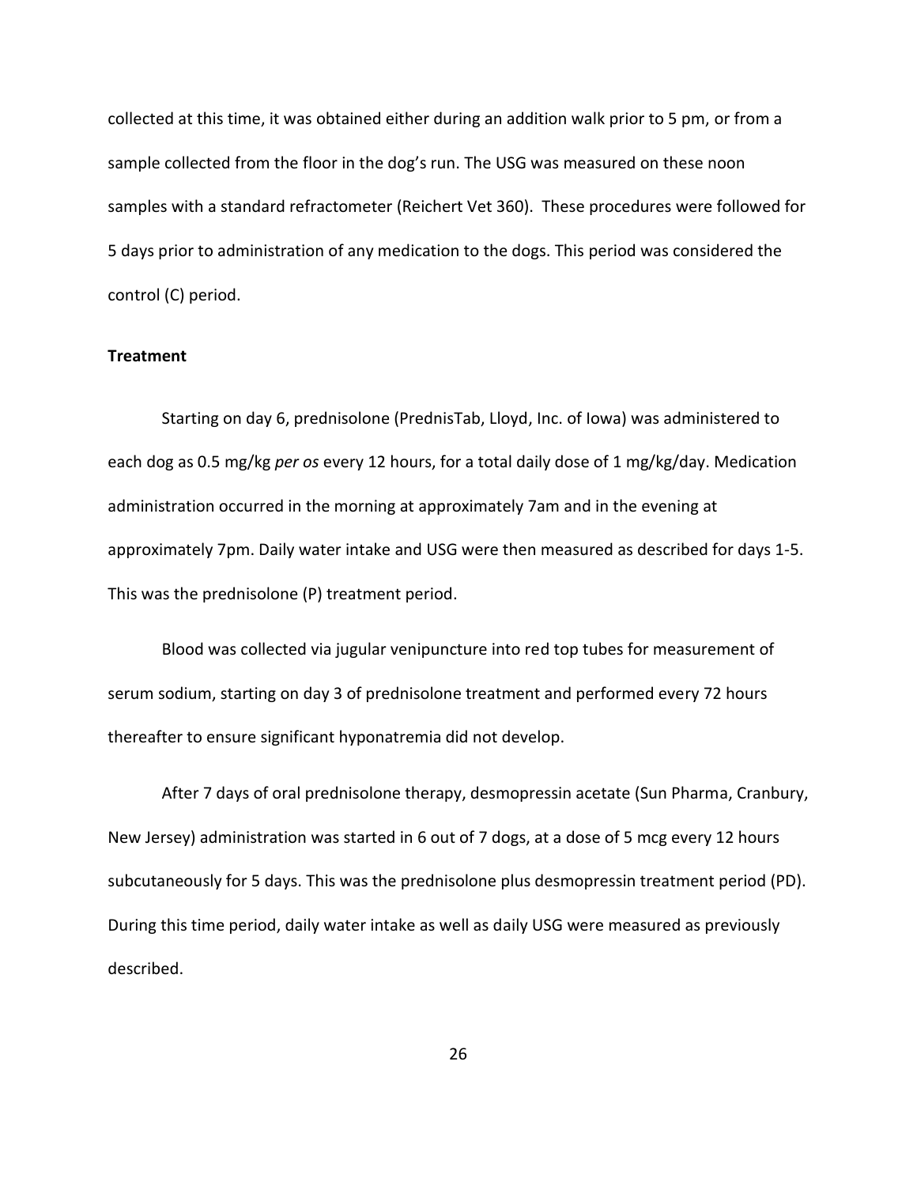collected at this time, it was obtained either during an addition walk prior to 5 pm, or from a sample collected from the floor in the dog's run. The USG was measured on these noon samples with a standard refractometer (Reichert Vet 360). These procedures were followed for 5 days prior to administration of any medication to the dogs. This period was considered the control (C) period.

**Treatment**

Starting on day 6, prednisolone (PrednisTab, Lloyd, Inc. of Iowa) was administered to each dog as 0.5 mg/kg *per os* every 12 hours, for a total daily dose of 1 mg/kg/day. Medication administration occurred in the morning at approximately 7am and in the evening at approximately 7pm. Daily water intake and USG were then measured as described for days 1-5. This was the prednisolone (P) treatment period.

Blood was collected via jugular venipuncture into red top tubes for measurement of serum sodium, starting on day 3 of prednisolone treatment and performed every 72 hours thereafter to ensure significant hyponatremia did not develop.

After 7 days of oral prednisolone therapy, desmopressin acetate (Sun Pharma, Cranbury, New Jersey) administration was started in 6 out of 7 dogs, at a dose of 5 mcg every 12 hours subcutaneously for 5 days. This was the prednisolone plus desmopressin treatment period (PD). During this time period, daily water intake as well as daily USG were measured as previously described.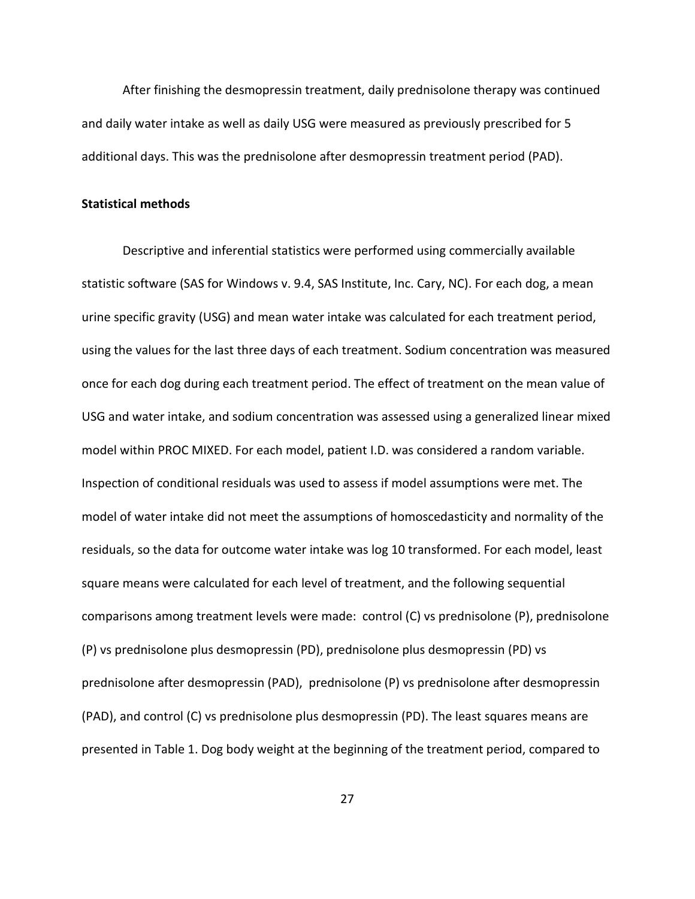After finishing the desmopressin treatment, daily prednisolone therapy was continued and daily water intake as well as daily USG were measured as previously prescribed for 5 additional days. This was the prednisolone after desmopressin treatment period (PAD).

**Statistical methods**

Descriptive and inferential statistics were performed using commercially available statistic software (SAS for Windows v. 9.4, SAS Institute, Inc. Cary, NC). For each dog, a mean urine specific gravity (USG) and mean water intake was calculated for each treatment period, using the values for the last three days of each treatment. Sodium concentration was measured once for each dog during each treatment period. The effect of treatment on the mean value of USG and water intake, and sodium concentration was assessed using a generalized linear mixed model within PROC MIXED. For each model, patient I.D. was considered a random variable. Inspection of conditional residuals was used to assess if model assumptions were met. The model of water intake did not meet the assumptions of homoscedasticity and normality of the residuals, so the data for outcome water intake was log 10 transformed. For each model, least square means were calculated for each level of treatment, and the following sequential comparisons among treatment levels were made: control (C) vs prednisolone (P), prednisolone (P) vs prednisolone plus desmopressin (PD), prednisolone plus desmopressin (PD) vs prednisolone after desmopressin (PAD), prednisolone (P) vs prednisolone after desmopressin (PAD), and control (C) vs prednisolone plus desmopressin (PD). The least squares means are presented in Table 1. Dog body weight at the beginning of the treatment period, compared to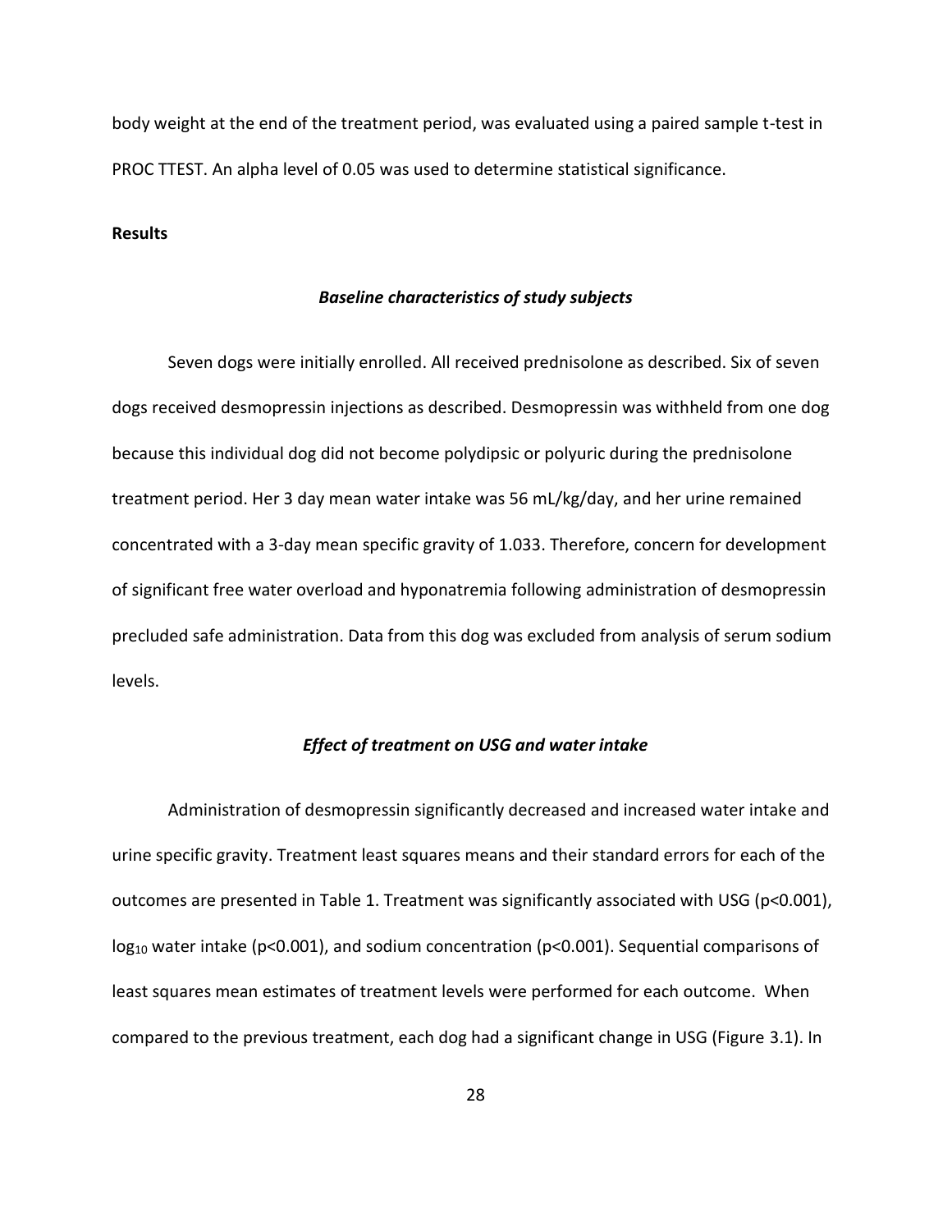body weight at the end of the treatment period, was evaluated using a paired sample t-test in PROC TTEST. An alpha level of 0.05 was used to determine statistical significance.

**Results**

### *Baseline characteristics of study subjects*

Seven dogs were initially enrolled. All received prednisolone as described. Six of seven dogs received desmopressin injections as described. Desmopressin was withheld from one dog because this individual dog did not become polydipsic or polyuric during the prednisolone treatment period. Her 3 day mean water intake was 56 mL/kg/day, and her urine remained concentrated with a 3-day mean specific gravity of 1.033. Therefore, concern for development of significant free water overload and hyponatremia following administration of desmopressin precluded safe administration. Data from this dog was excluded from analysis of serum sodium levels.

### *Effect of treatment on USG and water intake*

Administration of desmopressin significantly decreased and increased water intake and urine specific gravity. Treatment least squares means and their standard errors for each of the outcomes are presented in Table 1. Treatment was significantly associated with USG ($p<0.001$), $\log_{10}$ water intake ($p<0.001$), and sodium concentration ($p<0.001$). Sequential comparisons of least squares mean estimates of treatment levels were performed for each outcome. When compared to the previous treatment, each dog had a significant change in USG (Figure 3.1). In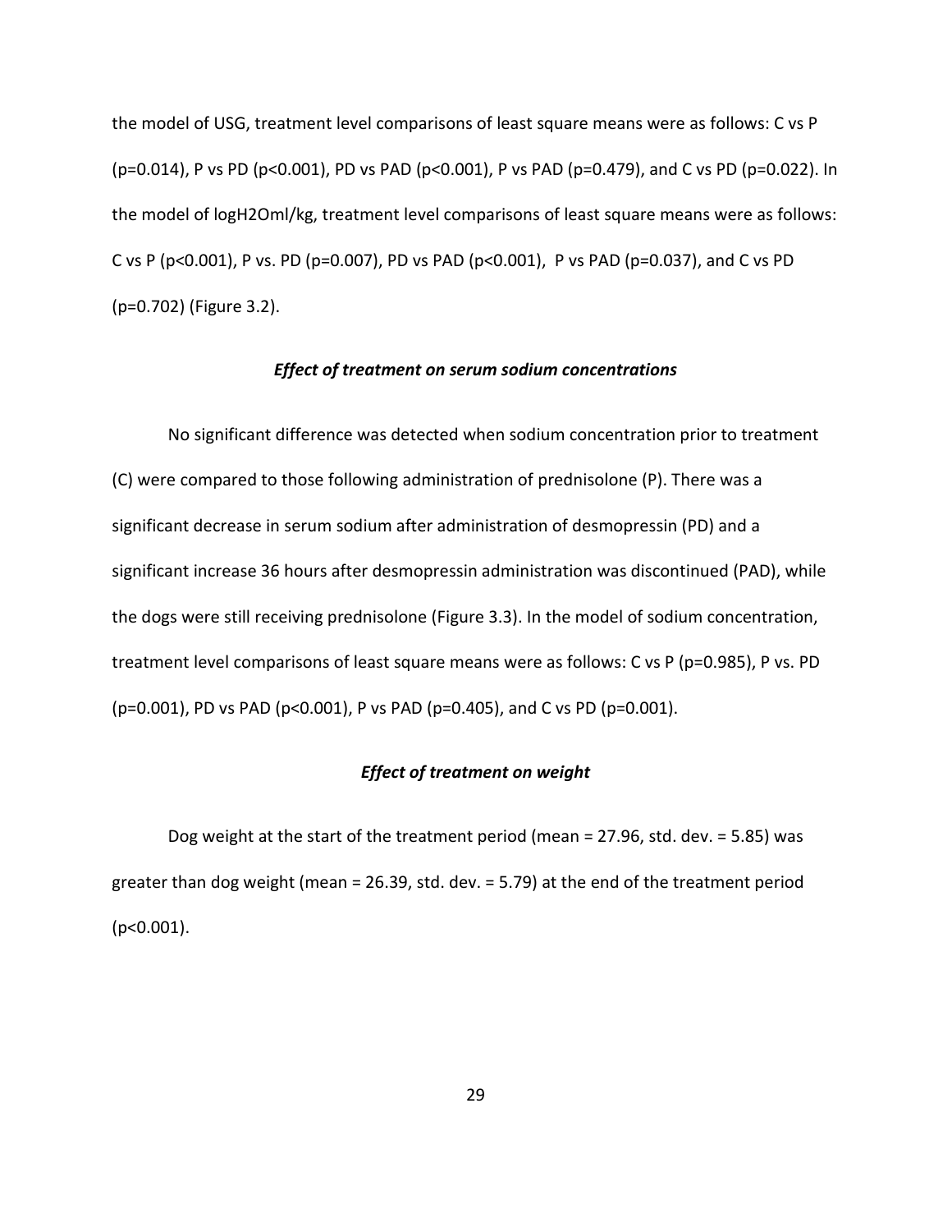the model of USG, treatment level comparisons of least square means were as follows: C vs P ($p=0.014$), P vs PD ($p<0.001$), PD vs PAD ($p<0.001$), P vs PAD ($p=0.479$), and C vs PD ($p=0.022$). In the model of logH2Oml/kg, treatment level comparisons of least square means were as follows: C vs P ($p<0.001$), P vs. PD ($p=0.007$), PD vs PAD ($p<0.001$), P vs PAD ($p=0.037$), and C vs PD ($p=0.702$) (Figure 3.2).

### *Effect of treatment on serum sodium concentrations*

No significant difference was detected when sodium concentration prior to treatment (C) were compared to those following administration of prednisolone (P). There was a significant decrease in serum sodium after administration of desmopressin (PD) and a significant increase 36 hours after desmopressin administration was discontinued (PAD), while the dogs were still receiving prednisolone (Figure 3.3). In the model of sodium concentration, treatment level comparisons of least square means were as follows: C vs P ($p=0.985$), P vs. PD ($p=0.001$), PD vs PAD ($p<0.001$), P vs PAD ($p=0.405$), and C vs PD ($p=0.001$).

### *Effect of treatment on weight*

Dog weight at the start of the treatment period (mean = 27.96, std. dev. = 5.85) was greater than dog weight (mean = 26.39, std. dev. = 5.79) at the end of the treatment period ($p<0.001$).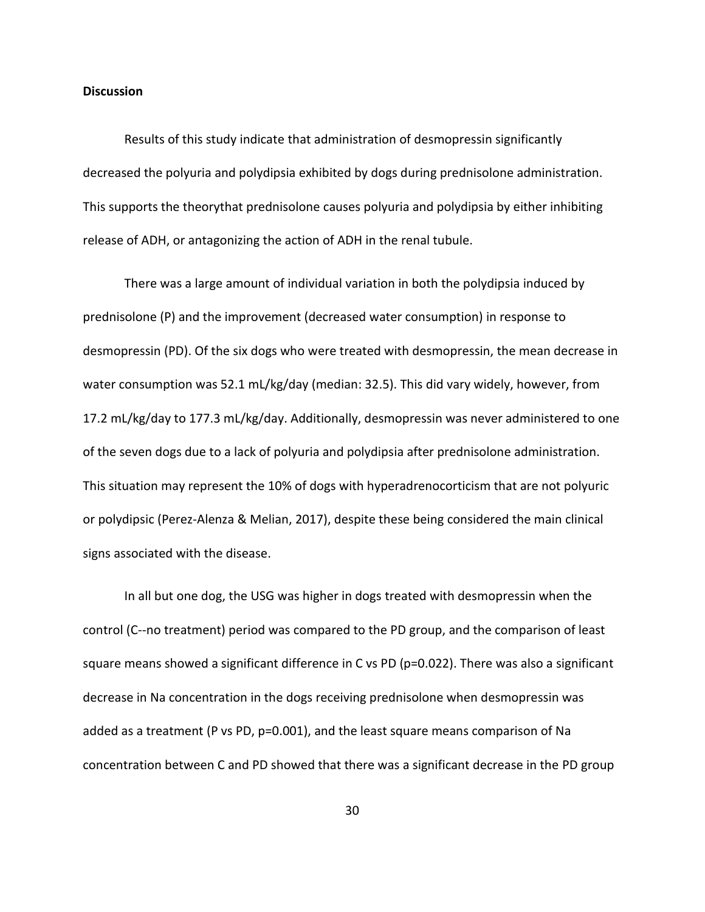**Discussion**

Results of this study indicate that administration of desmopressin significantly decreased the polyuria and polydipsia exhibited by dogs during prednisolone administration. This supports the theorythat prednisolone causes polyuria and polydipsia by either inhibiting release of ADH, or antagonizing the action of ADH in the renal tubule.

There was a large amount of individual variation in both the polydipsia induced by prednisolone (P) and the improvement (decreased water consumption) in response to desmopressin (PD). Of the six dogs who were treated with desmopressin, the mean decrease in water consumption was 52.1 mL/kg/day (median: 32.5). This did vary widely, however, from 17.2 mL/kg/day to 177.3 mL/kg/day. Additionally, desmopressin was never administered to one of the seven dogs due to a lack of polyuria and polydipsia after prednisolone administration. This situation may represent the 10% of dogs with hyperadrenocorticism that are not polyuric or polydipsic (Perez-Alenza & Melian, 2017), despite these being considered the main clinical signs associated with the disease.

In all but one dog, the USG was higher in dogs treated with desmopressin when the control (C--no treatment) period was compared to the PD group, and the comparison of least square means showed a significant difference in C vs PD ($p=0.022$). There was also a significant decrease in Na concentration in the dogs receiving prednisolone when desmopressin was added as a treatment (P vs PD, $p=0.001$), and the least square means comparison of Na concentration between C and PD showed that there was a significant decrease in the PD group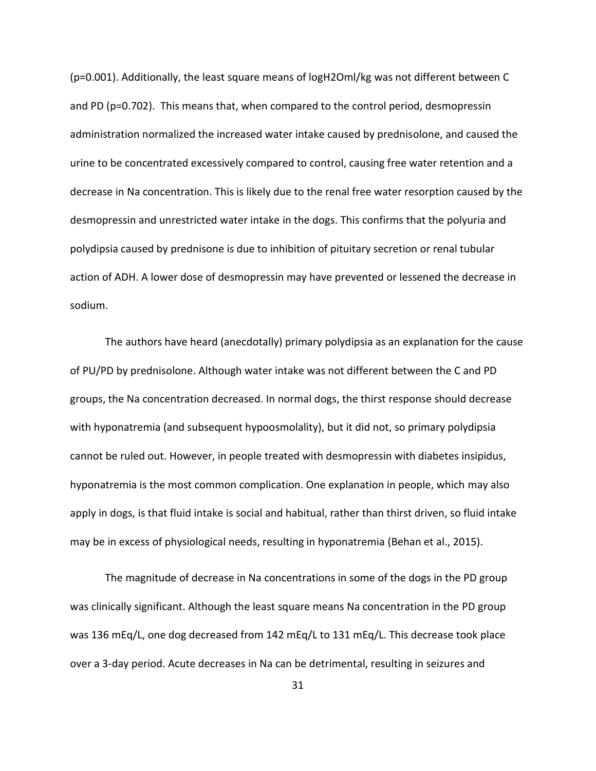(p=0.001). Additionally, the least square means of logH2Oml/kg was not different between C and PD (p=0.702). This means that, when compared to the control period, desmopressin administration normalized the increased water intake caused by prednisolone, and caused the urine to be concentrated excessively compared to control, causing free water retention and a decrease in Na concentration. This is likely due to the renal free water resorption caused by the desmopressin and unrestricted water intake in the dogs. This confirms that the polyuria and polydipsia caused by prednisone is due to inhibition of pituitary secretion or renal tubular action of ADH. A lower dose of desmopressin may have prevented or lessened the decrease in sodium.

The authors have heard (anecdotally) primary polydipsia as an explanation for the cause of PU/PD by prednisolone. Although water intake was not different between the C and PD groups, the Na concentration decreased. In normal dogs, the thirst response should decrease with hyponatremia (and subsequent hypoosmolality), but it did not, so primary polydipsia cannot be ruled out. However, in people treated with desmopressin with diabetes insipidus, hyponatremia is the most common complication. One explanation in people, which may also apply in dogs, is that fluid intake is social and habitual, rather than thirst driven, so fluid intake may be in excess of physiological needs, resulting in hyponatremia (Behan et al., 2015).

The magnitude of decrease in Na concentrations in some of the dogs in the PD group was clinically significant. Although the least square means Na concentration in the PD group was 136 mEq/L, one dog decreased from 142 mEq/L to 131 mEq/L. This decrease took place over a 3-day period. Acute decreases in Na can be detrimental, resulting in seizures and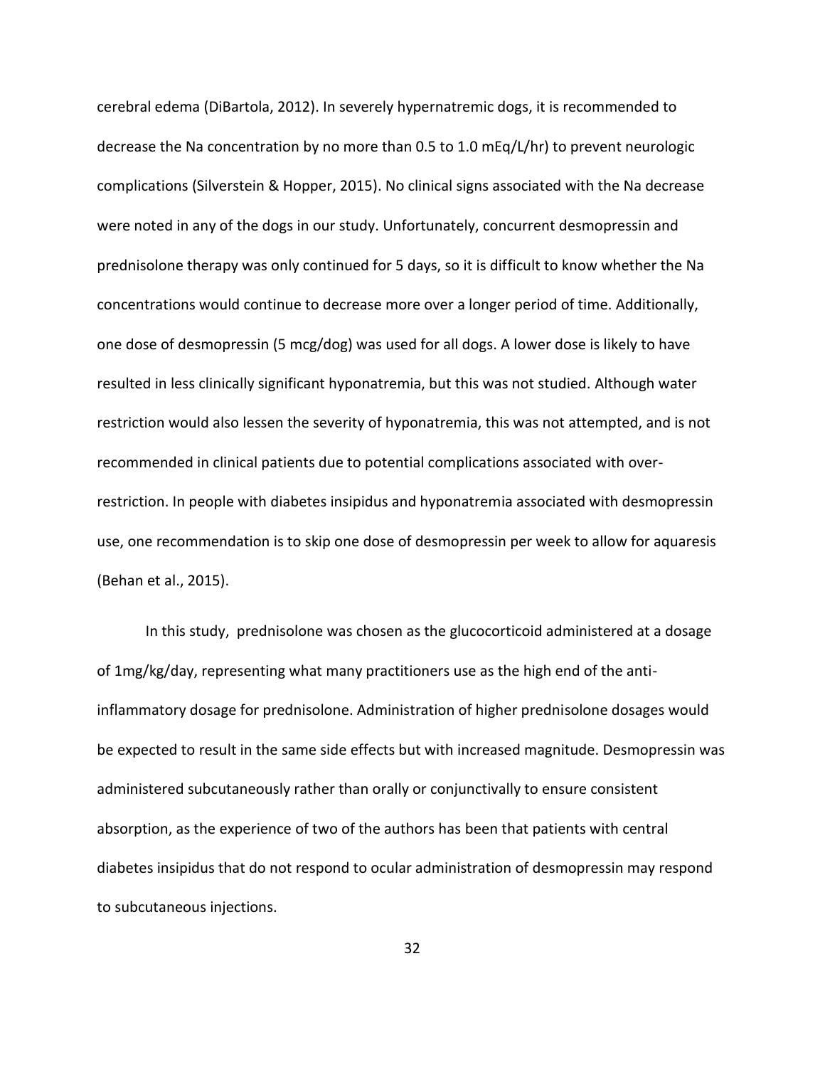cerebral edema (DiBartola, 2012). In severely hypernatremic dogs, it is recommended to decrease the Na concentration by no more than 0.5 to 1.0 mEq/L/hr) to prevent neurologic complications (Silverstein & Hopper, 2015). No clinical signs associated with the Na decrease were noted in any of the dogs in our study. Unfortunately, concurrent desmopressin and prednisolone therapy was only continued for 5 days, so it is difficult to know whether the Na concentrations would continue to decrease more over a longer period of time. Additionally, one dose of desmopressin (5 mcg/dog) was used for all dogs. A lower dose is likely to have resulted in less clinically significant hyponatremia, but this was not studied. Although water restriction would also lessen the severity of hyponatremia, this was not attempted, and is not recommended in clinical patients due to potential complications associated with over-restriction. In people with diabetes insipidus and hyponatremia associated with desmopressin use, one recommendation is to skip one dose of desmopressin per week to allow for aquaresis (Behan et al., 2015).

In this study, prednisolone was chosen as the glucocorticoid administered at a dosage of 1mg/kg/day, representing what many practitioners use as the high end of the anti-inflammatory dosage for prednisolone. Administration of higher prednisolone dosages would be expected to result in the same side effects but with increased magnitude. Desmopressin was administered subcutaneously rather than orally or conjunctivally to ensure consistent absorption, as the experience of two of the authors has been that patients with central diabetes insipidus that do not respond to ocular administration of desmopressin may respond to subcutaneous injections.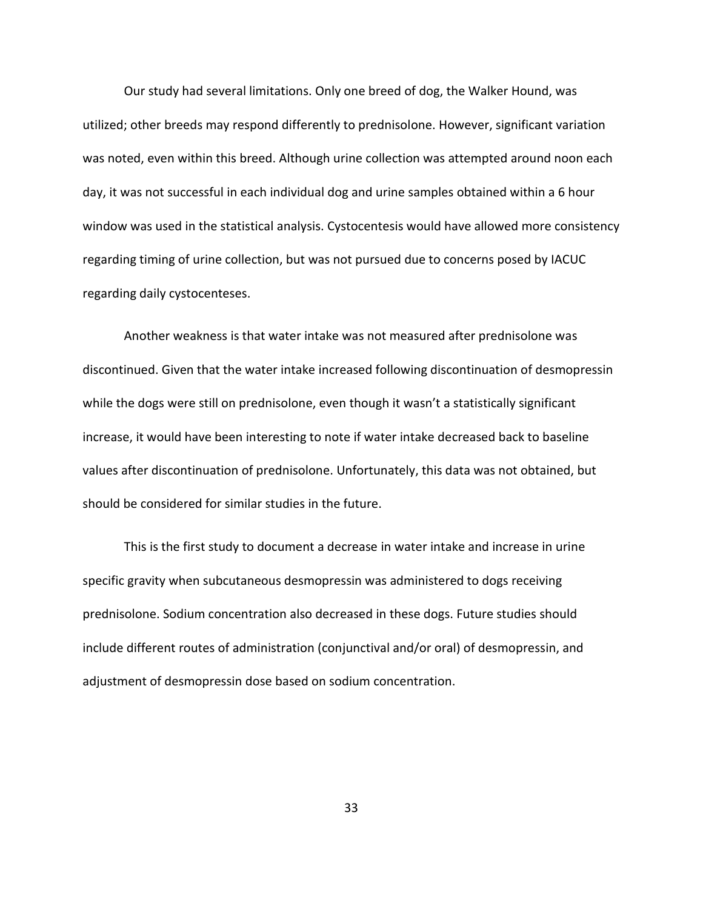Our study had several limitations. Only one breed of dog, the Walker Hound, was utilized; other breeds may respond differently to prednisolone. However, significant variation was noted, even within this breed. Although urine collection was attempted around noon each day, it was not successful in each individual dog and urine samples obtained within a 6 hour window was used in the statistical analysis. Cystocentesis would have allowed more consistency regarding timing of urine collection, but was not pursued due to concerns posed by IACUC regarding daily cystocenteses.

Another weakness is that water intake was not measured after prednisolone was discontinued. Given that the water intake increased following discontinuation of desmopressin while the dogs were still on prednisolone, even though it wasn't a statistically significant increase, it would have been interesting to note if water intake decreased back to baseline values after discontinuation of prednisolone. Unfortunately, this data was not obtained, but should be considered for similar studies in the future.

This is the first study to document a decrease in water intake and increase in urine specific gravity when subcutaneous desmopressin was administered to dogs receiving prednisolone. Sodium concentration also decreased in these dogs. Future studies should include different routes of administration (conjunctival and/or oral) of desmopressin, and adjustment of desmopressin dose based on sodium concentration.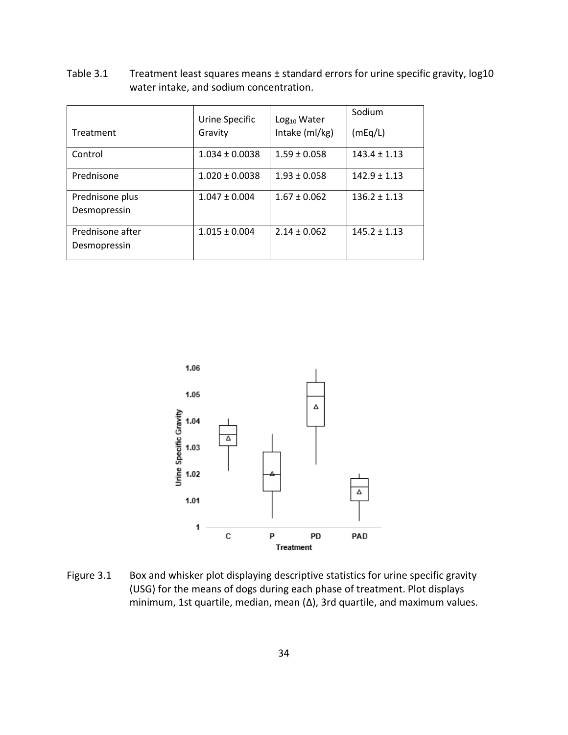Table 3.1 Treatment least squares means ± standard errors for urine specific gravity, log10 water intake, and sodium concentration.

| Treatment | Urine Specific Gravity | $Log_{10}$ Water Intake (ml/kg) | Sodium (mEq/L) |
|---|---|---|---|
| Control | 1.034 ± 0.0038 | 1.59 ± 0.058 | 143.4 ± 1.13 |
| Prednisone | 1.020 ± 0.0038 | 1.93 ± 0.058 | 142.9 ± 1.13 |
| Prednisone plus Desmopressin | 1.047 ± 0.004 | 1.67 ± 0.062 | 136.2 ± 1.13 |
| Prednisone after Desmopressin | 1.015 ± 0.004 | 2.14 ± 0.062 | 145.2 ± 1.13 |

Figure 3.1 Box and whisker plot displaying descriptive statistics for urine specific gravity (USG) for the means of dogs during each phase of treatment. Plot displays minimum, 1st quartile, median, mean (Δ), 3rd quartile, and maximum values.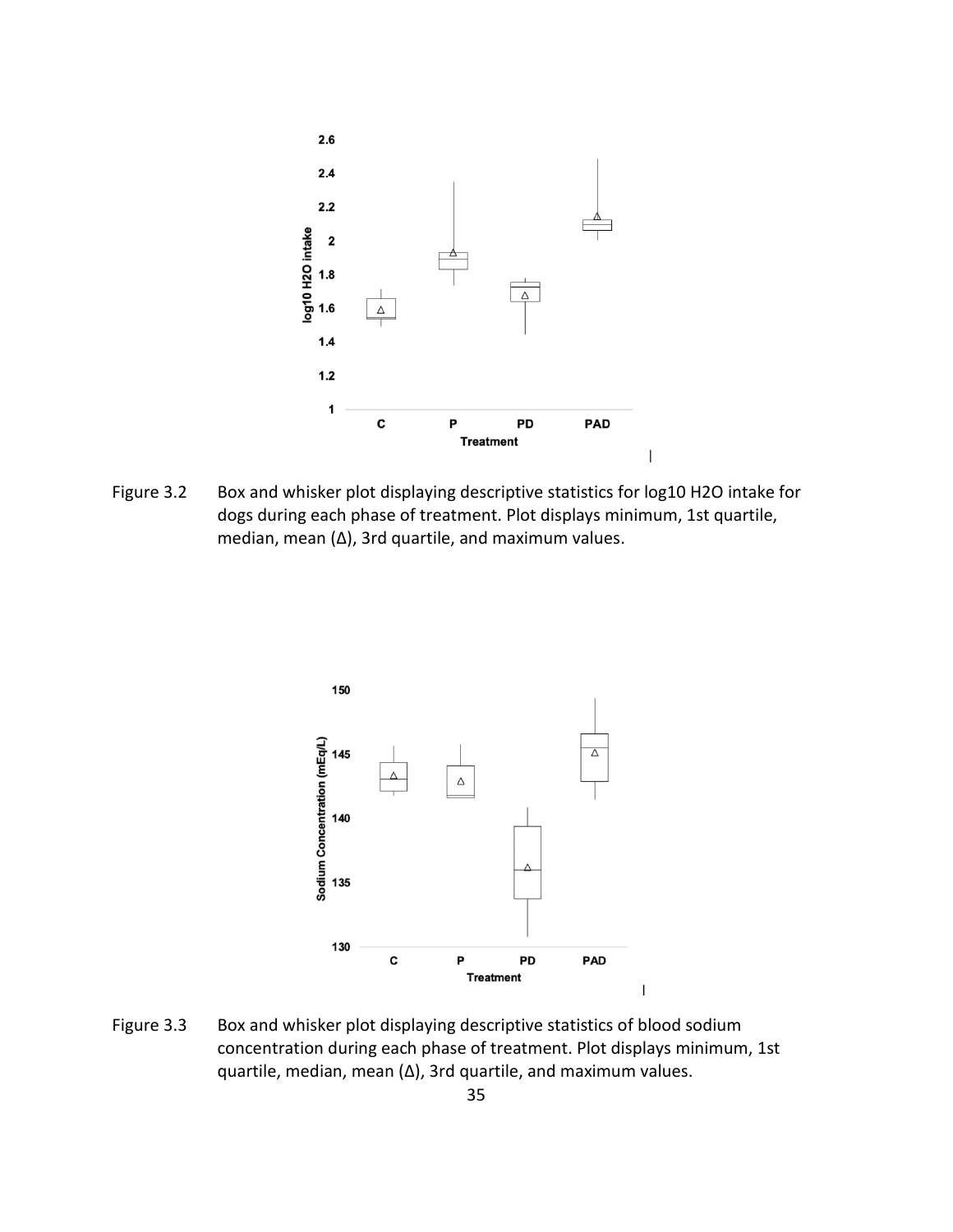Figure 3.2 Box and whisker plot displaying descriptive statistics for log10 $H_2O$ intake for dogs during each phase of treatment. Plot displays minimum, 1st quartile, median, mean (Δ), 3rd quartile, and maximum values.

Figure 3.3 Box and whisker plot displaying descriptive statistics of blood sodium concentration during each phase of treatment. Plot displays minimum, 1st quartile, median, mean (Δ), 3rd quartile, and maximum values.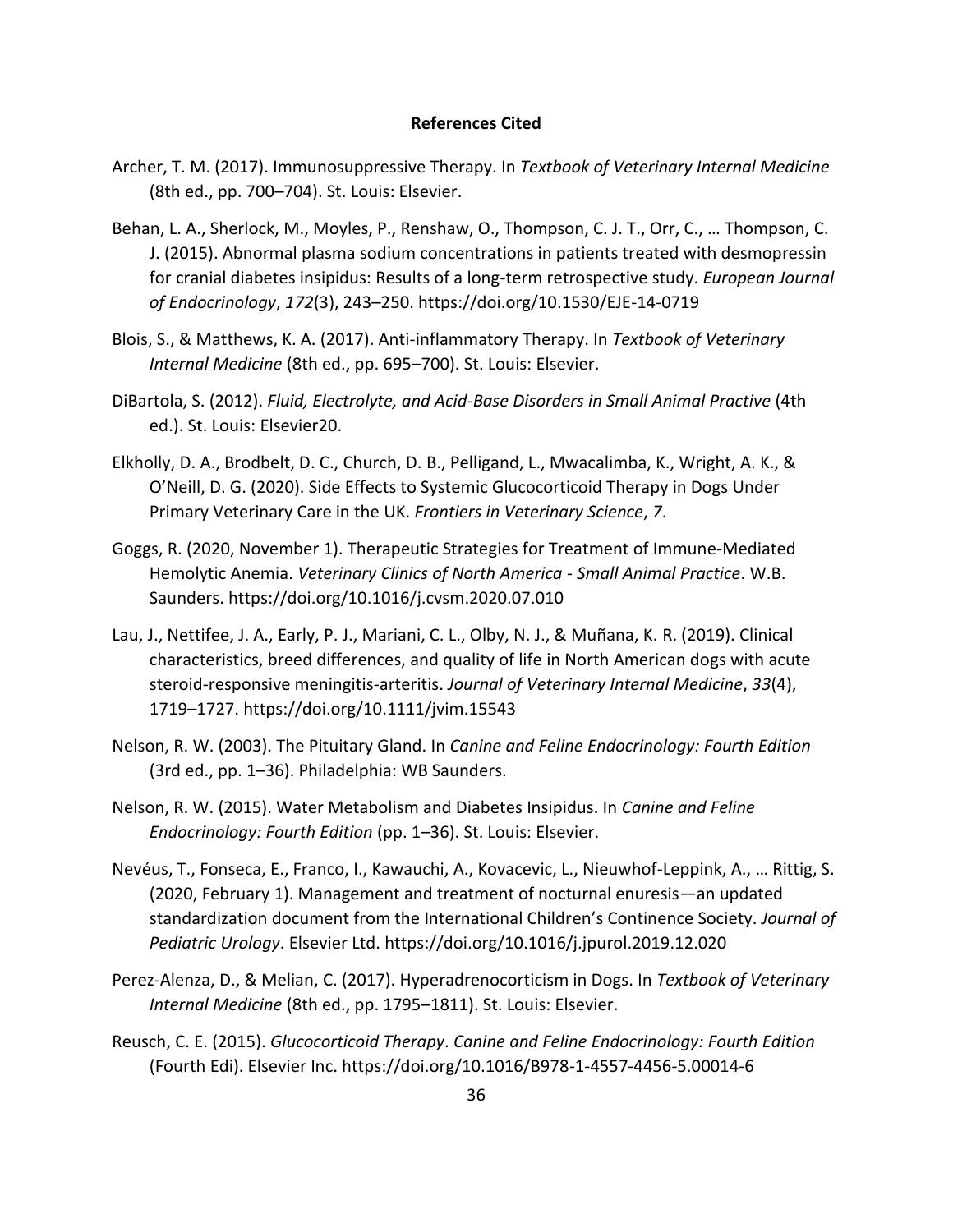## References Cited

Archer, T. M. (2017). Immunosuppressive Therapy. In *Textbook of Veterinary Internal Medicine* (8th ed., pp. 700–704). St. Louis: Elsevier.

Behan, L. A., Sherlock, M., Moyles, P., Renshaw, O., Thompson, C. J. T., Orr, C., … Thompson, C. J. (2015). Abnormal plasma sodium concentrations in patients treated with desmopressin for cranial diabetes insipidus: Results of a long-term retrospective study. *European Journal of Endocrinology*, *172*(3), 243–250. https://doi.org/10.1530/EJE-14-0719

Blois, S., & Matthews, K. A. (2017). Anti-inflammatory Therapy. In *Textbook of Veterinary Internal Medicine* (8th ed., pp. 695–700). St. Louis: Elsevier.

DiBartola, S. (2012). *Fluid, Electrolyte, and Acid-Base Disorders in Small Animal Practive* (4th ed.). St. Louis: Elsevier20.

Elkholly, D. A., Brodbelt, D. C., Church, D. B., Pelligand, L., Mwacalimba, K., Wright, A. K., & O'Neill, D. G. (2020). Side Effects to Systemic Glucocorticoid Therapy in Dogs Under Primary Veterinary Care in the UK. *Frontiers in Veterinary Science*, *7*.

Goggs, R. (2020, November 1). Therapeutic Strategies for Treatment of Immune-Mediated Hemolytic Anemia. *Veterinary Clinics of North America - Small Animal Practice*. W.B. Saunders. https://doi.org/10.1016/j.cvsm.2020.07.010

Lau, J., Nettifee, J. A., Early, P. J., Mariani, C. L., Olby, N. J., & Muñana, K. R. (2019). Clinical characteristics, breed differences, and quality of life in North American dogs with acute steroid-responsive meningitis-arteritis. *Journal of Veterinary Internal Medicine*, *33*(4), 1719–1727. https://doi.org/10.1111/jvim.15543

Nelson, R. W. (2003). The Pituitary Gland. In *Canine and Feline Endocrinology: Fourth Edition* (3rd ed., pp. 1–36). Philadelphia: WB Saunders.

Nelson, R. W. (2015). Water Metabolism and Diabetes Insipidus. In *Canine and Feline Endocrinology: Fourth Edition* (pp. 1–36). St. Louis: Elsevier.

Nevéus, T., Fonseca, E., Franco, I., Kawauchi, A., Kovacevic, L., Nieuwhof-Leppink, A., … Rittig, S. (2020, February 1). Management and treatment of nocturnal enuresis—an updated standardization document from the International Children's Continence Society. *Journal of Pediatric Urology*. Elsevier Ltd. https://doi.org/10.1016/j.jpurol.2019.12.020

Perez-Alenza, D., & Melian, C. (2017). Hyperadrenocorticism in Dogs. In *Textbook of Veterinary Internal Medicine* (8th ed., pp. 1795–1811). St. Louis: Elsevier.

Reusch, C. E. (2015). *Glucocorticoid Therapy*. *Canine and Feline Endocrinology: Fourth Edition* (Fourth Edi). Elsevier Inc. https://doi.org/10.1016/B978-1-4557-4456-5.00014-6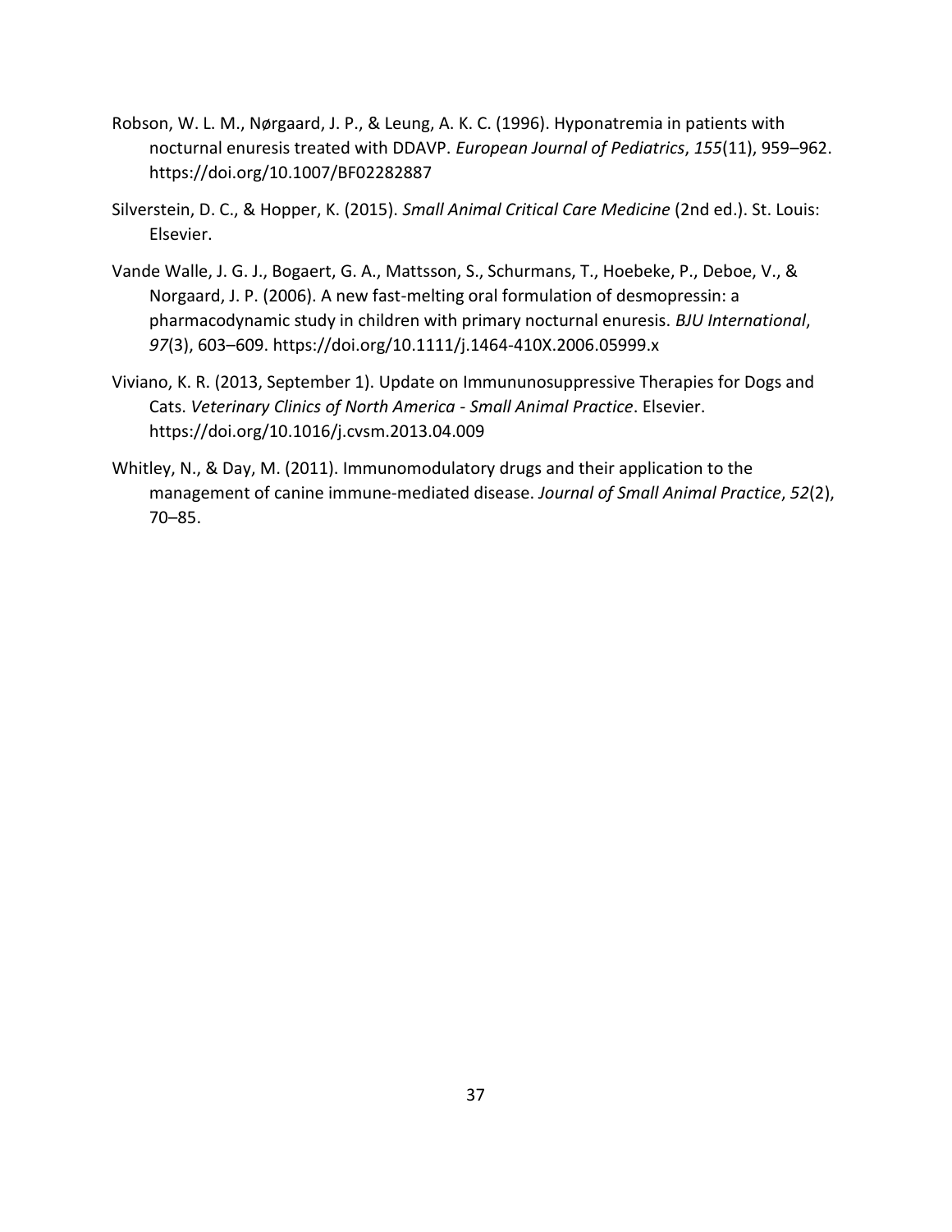Robson, W. L. M., Nørgaard, J. P., & Leung, A. K. C. (1996). Hyponatremia in patients with nocturnal enuresis treated with DDAVP. *European Journal of Pediatrics*, *155*(11), 959–962. https://doi.org/10.1007/BF02282887

Silverstein, D. C., & Hopper, K. (2015). *Small Animal Critical Care Medicine* (2nd ed.). St. Louis: Elsevier.

Vande Walle, J. G. J., Bogaert, G. A., Mattsson, S., Schurmans, T., Hoebeke, P., Deboe, V., & Norgaard, J. P. (2006). A new fast-melting oral formulation of desmopressin: a pharmacodynamic study in children with primary nocturnal enuresis. *BJU International*, *97*(3), 603–609. https://doi.org/10.1111/j.1464-410X.2006.05999.x

Viviano, K. R. (2013, September 1). Update on Immununosuppressive Therapies for Dogs and Cats. *Veterinary Clinics of North America - Small Animal Practice*. Elsevier. https://doi.org/10.1016/j.cvsm.2013.04.009

Whitley, N., & Day, M. (2011). Immunomodulatory drugs and their application to the management of canine immune-mediated disease. *Journal of Small Animal Practice*, *52*(2), 70–85.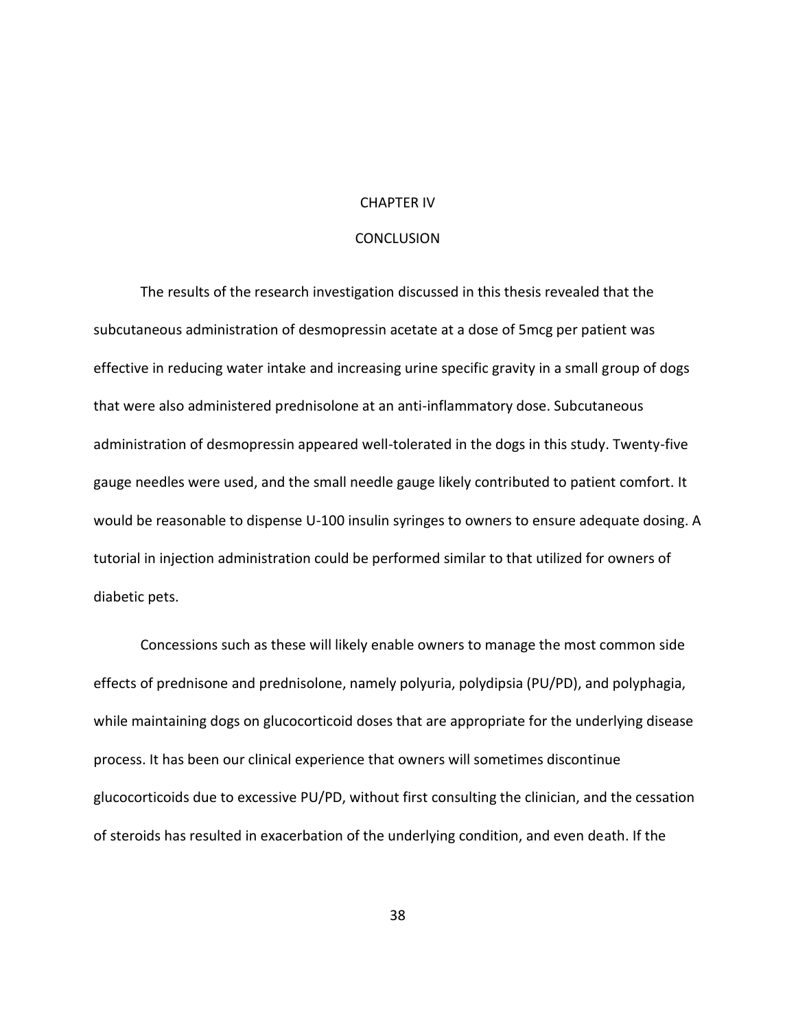# CHAPTER IV

# CONCLUSION

The results of the research investigation discussed in this thesis revealed that the subcutaneous administration of desmopressin acetate at a dose of 5mcg per patient was effective in reducing water intake and increasing urine specific gravity in a small group of dogs that were also administered prednisolone at an anti-inflammatory dose. Subcutaneous administration of desmopressin appeared well-tolerated in the dogs in this study. Twenty-five gauge needles were used, and the small needle gauge likely contributed to patient comfort. It would be reasonable to dispense U-100 insulin syringes to owners to ensure adequate dosing. A tutorial in injection administration could be performed similar to that utilized for owners of diabetic pets.

Concessions such as these will likely enable owners to manage the most common side effects of prednisone and prednisolone, namely polyuria, polydipsia (PU/PD), and polyphagia, while maintaining dogs on glucocorticoid doses that are appropriate for the underlying disease process. It has been our clinical experience that owners will sometimes discontinue glucocorticoids due to excessive PU/PD, without first consulting the clinician, and the cessation of steroids has resulted in exacerbation of the underlying condition, and even death. If the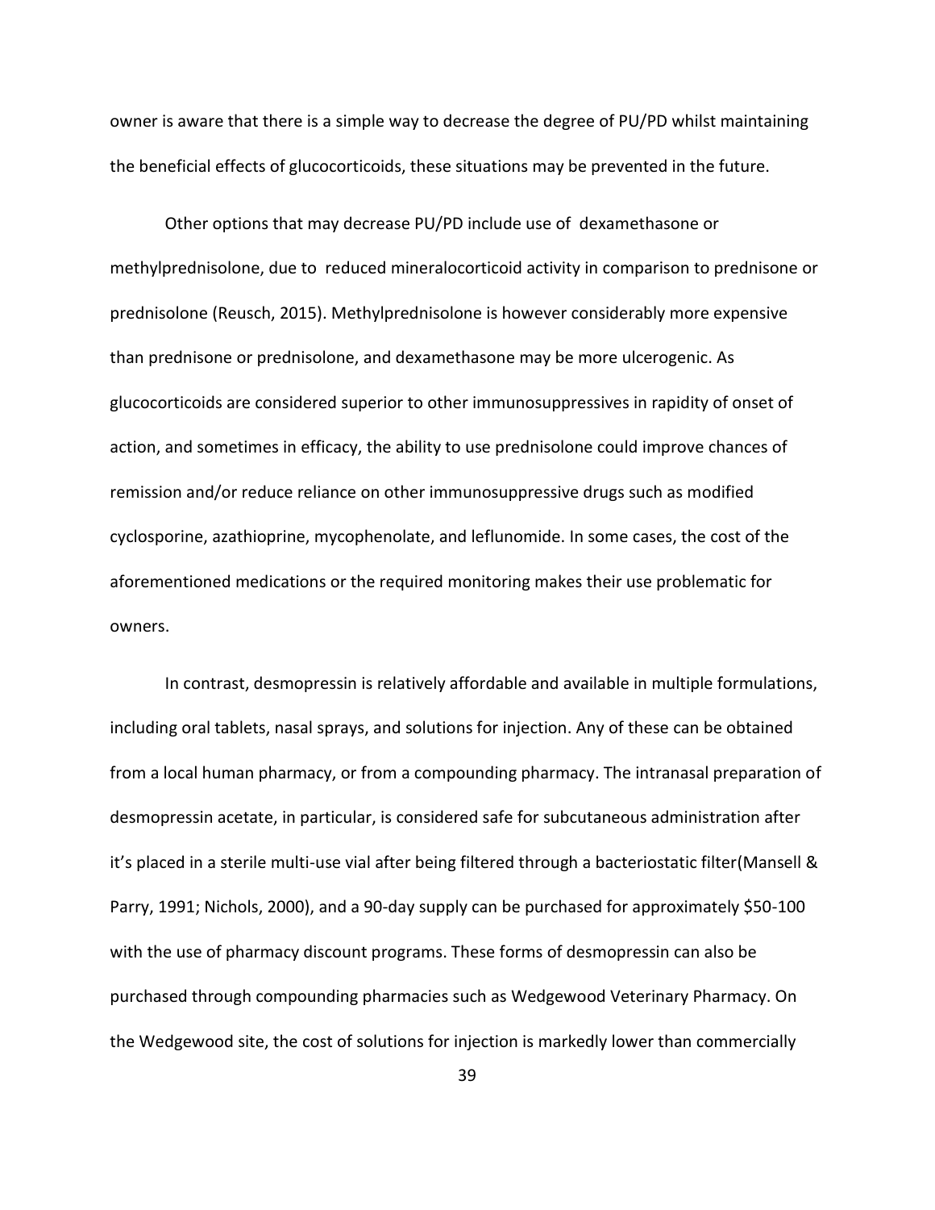owner is aware that there is a simple way to decrease the degree of PU/PD whilst maintaining the beneficial effects of glucocorticoids, these situations may be prevented in the future.

Other options that may decrease PU/PD include use of dexamethasone or methylprednisolone, due to reduced mineralocorticoid activity in comparison to prednisone or prednisolone (Reusch, 2015). Methylprednisolone is however considerably more expensive than prednisone or prednisolone, and dexamethasone may be more ulcerogenic. As glucocorticoids are considered superior to other immunosuppressives in rapidity of onset of action, and sometimes in efficacy, the ability to use prednisolone could improve chances of remission and/or reduce reliance on other immunosuppressive drugs such as modified cyclosporine, azathioprine, mycophenolate, and leflunomide. In some cases, the cost of the aforementioned medications or the required monitoring makes their use problematic for owners.

In contrast, desmopressin is relatively affordable and available in multiple formulations, including oral tablets, nasal sprays, and solutions for injection. Any of these can be obtained from a local human pharmacy, or from a compounding pharmacy. The intranasal preparation of desmopressin acetate, in particular, is considered safe for subcutaneous administration after it's placed in a sterile multi-use vial after being filtered through a bacteriostatic filter(Mansell & Parry, 1991; Nichols, 2000), and a 90-day supply can be purchased for approximately $50-100 with the use of pharmacy discount programs. These forms of desmopressin can also be purchased through compounding pharmacies such as Wedgewood Veterinary Pharmacy. On the Wedgewood site, the cost of solutions for injection is markedly lower than commercially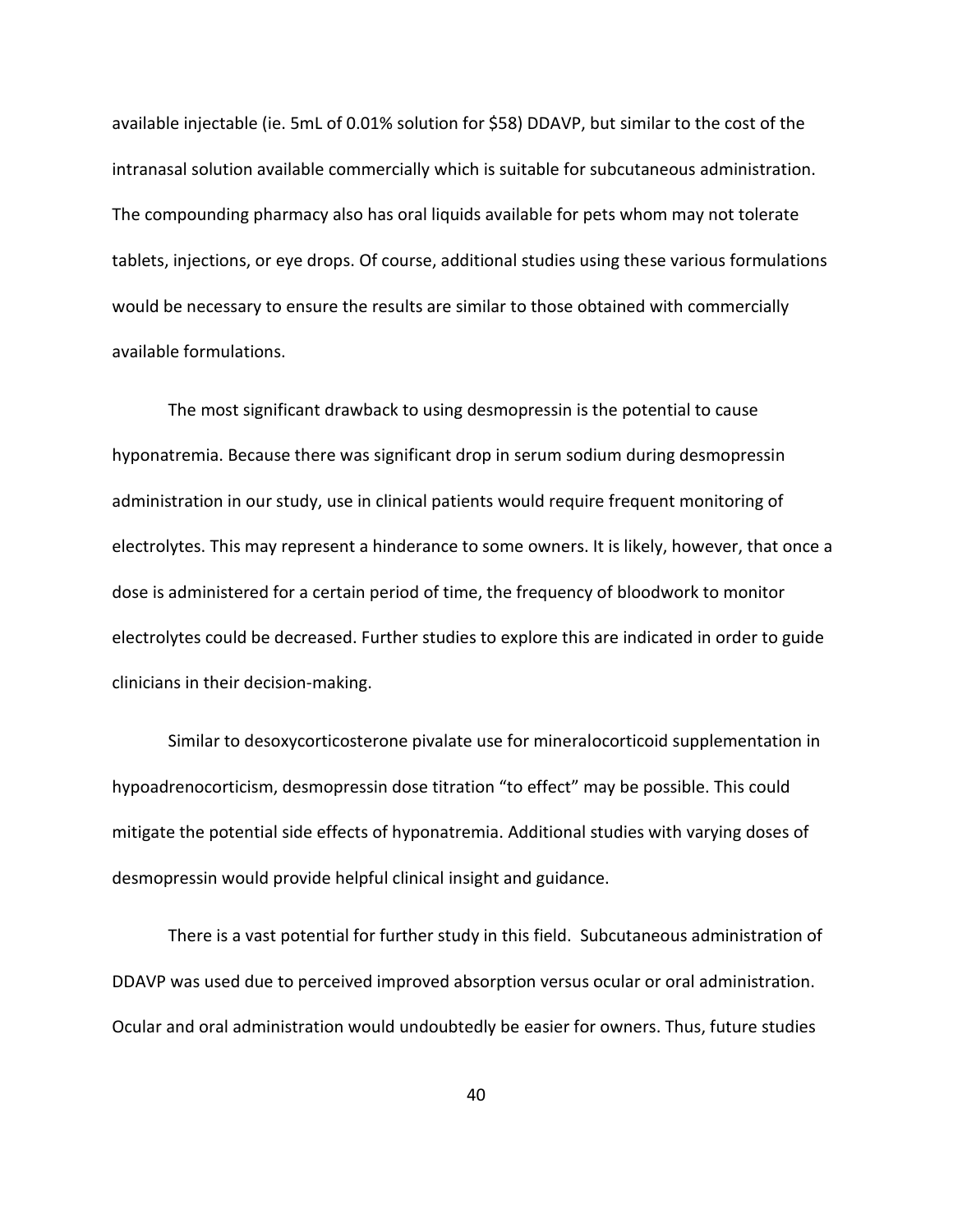available injectable (ie. 5mL of 0.01% solution for $58) DDAVP, but similar to the cost of the intranasal solution available commercially which is suitable for subcutaneous administration. The compounding pharmacy also has oral liquids available for pets whom may not tolerate tablets, injections, or eye drops. Of course, additional studies using these various formulations would be necessary to ensure the results are similar to those obtained with commercially available formulations.

The most significant drawback to using desmopressin is the potential to cause hyponatremia. Because there was significant drop in serum sodium during desmopressin administration in our study, use in clinical patients would require frequent monitoring of electrolytes. This may represent a hinderance to some owners. It is likely, however, that once a dose is administered for a certain period of time, the frequency of bloodwork to monitor electrolytes could be decreased. Further studies to explore this are indicated in order to guide clinicians in their decision-making.

Similar to desoxycorticosterone pivalate use for mineralocorticoid supplementation in hypoadrenocorticism, desmopressin dose titration "to effect" may be possible. This could mitigate the potential side effects of hyponatremia. Additional studies with varying doses of desmopressin would provide helpful clinical insight and guidance.

There is a vast potential for further study in this field. Subcutaneous administration of DDAVP was used due to perceived improved absorption versus ocular or oral administration. Ocular and oral administration would undoubtedly be easier for owners. Thus, future studies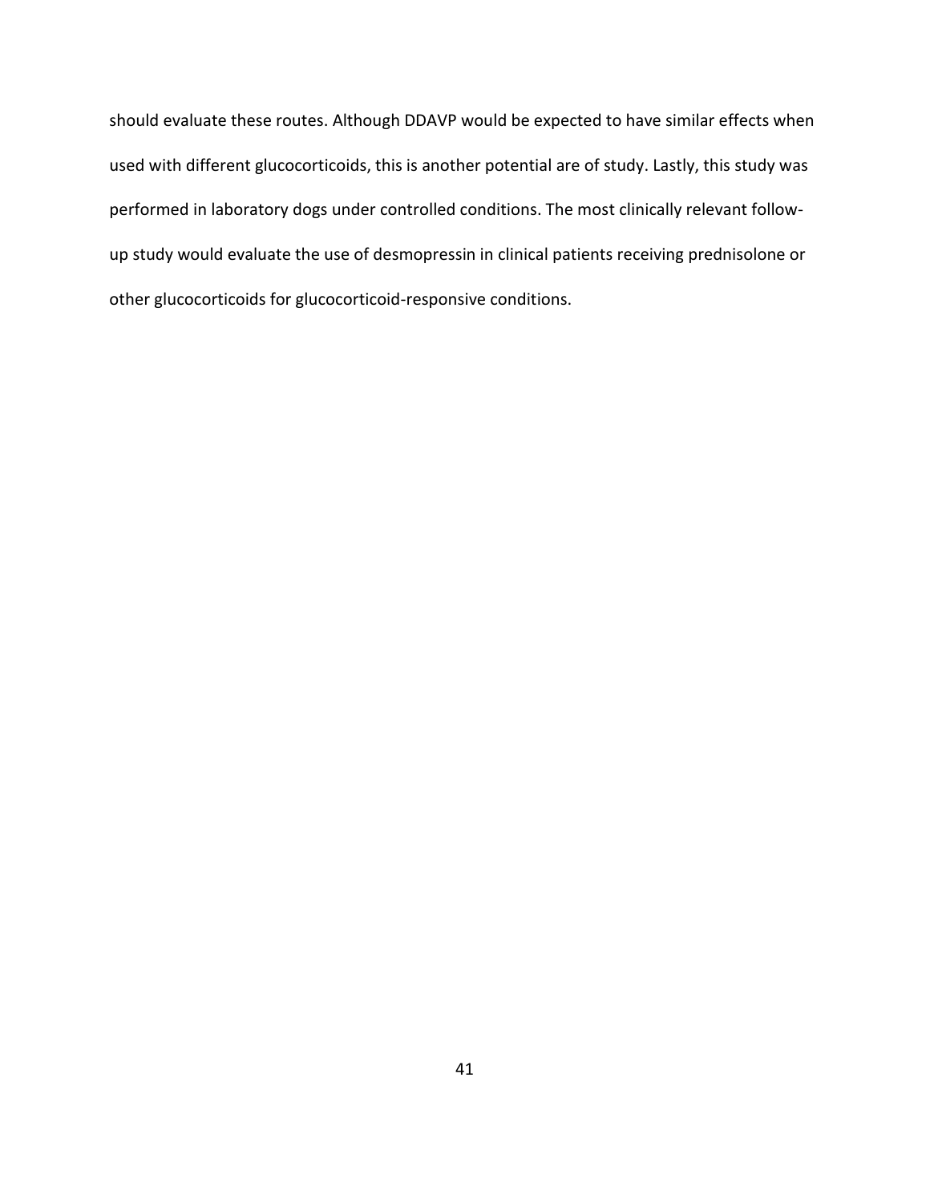should evaluate these routes. Although DDAVP would be expected to have similar effects when used with different glucocorticoids, this is another potential are of study. Lastly, this study was performed in laboratory dogs under controlled conditions. The most clinically relevant follow-up study would evaluate the use of desmopressin in clinical patients receiving prednisolone or other glucocorticoids for glucocorticoid-responsive conditions.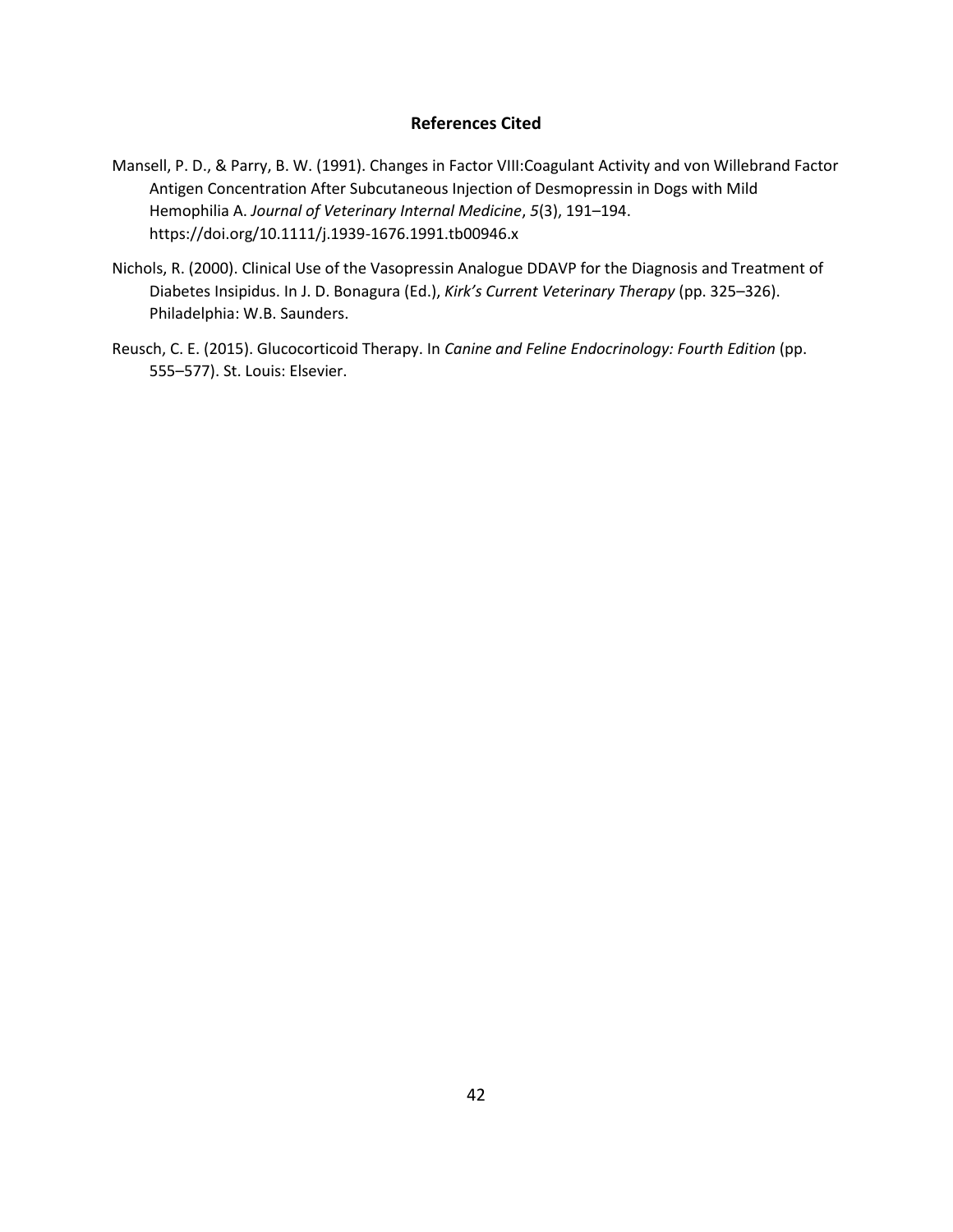## References Cited

Mansell, P. D., & Parry, B. W. (1991). Changes in Factor VIII:Coagulant Activity and von Willebrand Factor Antigen Concentration After Subcutaneous Injection of Desmopressin in Dogs with Mild Hemophilia A. *Journal of Veterinary Internal Medicine*, *5*(3), 191–194. https://doi.org/10.1111/j.1939-1676.1991.tb00946.x

Nichols, R. (2000). Clinical Use of the Vasopressin Analogue DDAVP for the Diagnosis and Treatment of Diabetes Insipidus. In J. D. Bonagura (Ed.), *Kirk's Current Veterinary Therapy* (pp. 325–326). Philadelphia: W.B. Saunders.

Reusch, C. E. (2015). Glucocorticoid Therapy. In *Canine and Feline Endocrinology: Fourth Edition* (pp. 555–577). St. Louis: Elsevier.